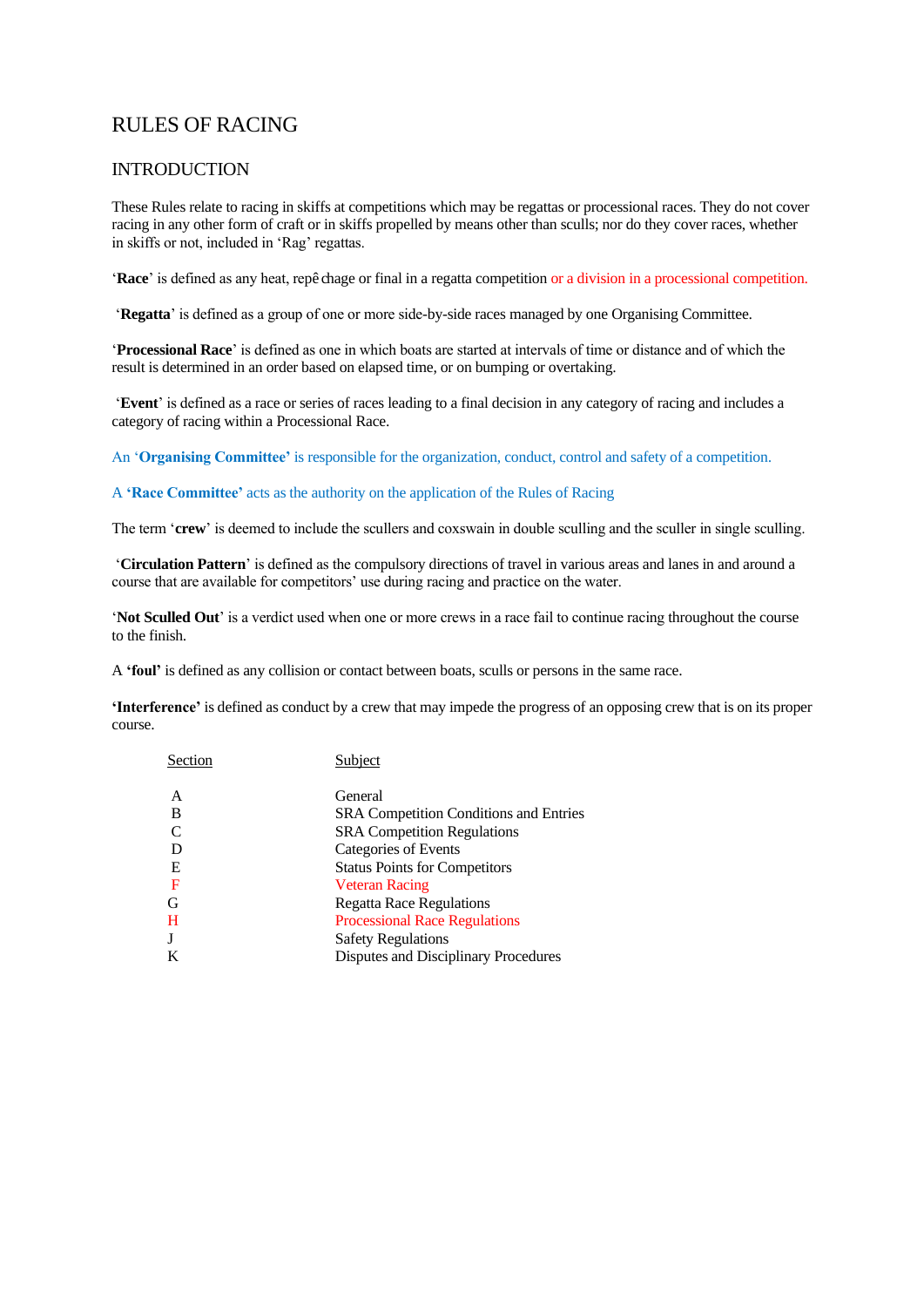# RULES OF RACING

## INTRODUCTION

These Rules relate to racing in skiffs at competitions which may be regattas or processional races. They do not cover racing in any other form of craft or in skiffs propelled by means other than sculls; nor do they cover races, whether in skiffs or not, included in 'Rag' regattas.

'**Race**' is defined as any heat, repêchage or final in a regatta competition or a division in a processional competition.

'**Regatta**' is defined as a group of one or more side-by-side races managed by one Organising Committee.

'**Processional Race**' is defined as one in which boats are started at intervals of time or distance and of which the result is determined in an order based on elapsed time, or on bumping or overtaking.

'**Event**' is defined as a race or series of races leading to a final decision in any category of racing and includes a category of racing within a Processional Race.

An '**Organising Committee'** is responsible for the organization, conduct, control and safety of a competition.

A **'Race Committee'** acts as the authority on the application of the Rules of Racing

The term '**crew**' is deemed to include the scullers and coxswain in double sculling and the sculler in single sculling.

'**Circulation Pattern**' is defined as the compulsory directions of travel in various areas and lanes in and around a course that are available for competitors' use during racing and practice on the water.

'**Not Sculled Out**' is a verdict used when one or more crews in a race fail to continue racing throughout the course to the finish.

A **'foul'** is defined as any collision or contact between boats, sculls or persons in the same race.

**'Interference'** is defined as conduct by a crew that may impede the progress of an opposing crew that is on its proper course.

| Section | Subject |
|---|---|
| A | General |
| B | SRA Competition Conditions and Entries |
| C | SRA Competition Regulations |
| D | Categories of Events |
| E | Status Points for Competitors |
| F | Veteran Racing |
| G | Regatta Race Regulations |
| H | Processional Race Regulations |
| J | Safety Regulations |
| K | Disputes and Disciplinary Procedures |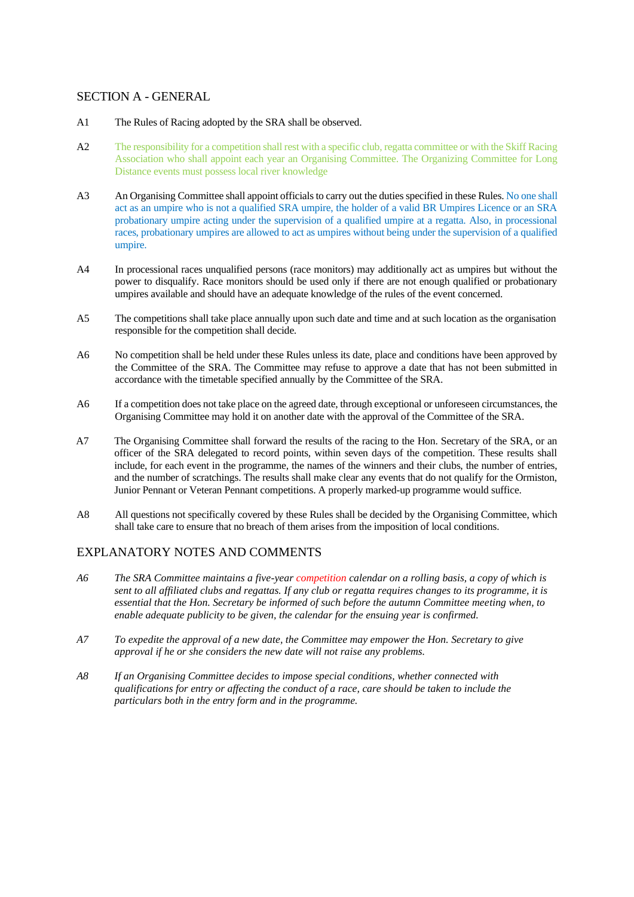## SECTION A - GENERAL

A1 The Rules of Racing adopted by the SRA shall be observed.

A2 The responsibility for a competition shall rest with a specific club, regatta committee or with the Skiff Racing Association who shall appoint each year an Organising Committee. The Organizing Committee for Long Distance events must possess local river knowledge

A3 An Organising Committee shall appoint officials to carry out the duties specified in these Rules. No one shall act as an umpire who is not a qualified SRA umpire, the holder of a valid BR Umpires Licence or an SRA probationary umpire acting under the supervision of a qualified umpire at a regatta. Also, in processional races, probationary umpires are allowed to act as umpires without being under the supervision of a qualified umpire.

A4 In processional races unqualified persons (race monitors) may additionally act as umpires but without the power to disqualify. Race monitors should be used only if there are not enough qualified or probationary umpires available and should have an adequate knowledge of the rules of the event concerned.

A5 The competitions shall take place annually upon such date and time and at such location as the organisation responsible for the competition shall decide.

A6 No competition shall be held under these Rules unless its date, place and conditions have been approved by the Committee of the SRA. The Committee may refuse to approve a date that has not been submitted in accordance with the timetable specified annually by the Committee of the SRA.

A6 If a competition does not take place on the agreed date, through exceptional or unforeseen circumstances, the Organising Committee may hold it on another date with the approval of the Committee of the SRA.

A7 The Organising Committee shall forward the results of the racing to the Hon. Secretary of the SRA, or an officer of the SRA delegated to record points, within seven days of the competition. These results shall include, for each event in the programme, the names of the winners and their clubs, the number of entries, and the number of scratchings. The results shall make clear any events that do not qualify for the Ormiston, Junior Pennant or Veteran Pennant competitions. A properly marked-up programme would suffice.

A8 All questions not specifically covered by these Rules shall be decided by the Organising Committee, which shall take care to ensure that no breach of them arises from the imposition of local conditions.

## EXPLANATORY NOTES AND COMMENTS

*A6* *The SRA Committee maintains a five-year competition calendar on a rolling basis, a copy of which is sent to all affiliated clubs and regattas. If any club or regatta requires changes to its programme, it is essential that the Hon. Secretary be informed of such before the autumn Committee meeting when, to enable adequate publicity to be given, the calendar for the ensuing year is confirmed.*

*A7* *To expedite the approval of a new date, the Committee may empower the Hon. Secretary to give approval if he or she considers the new date will not raise any problems.*

*A8* *If an Organising Committee decides to impose special conditions, whether connected with qualifications for entry or affecting the conduct of a race, care should be taken to include the particulars both in the entry form and in the programme.*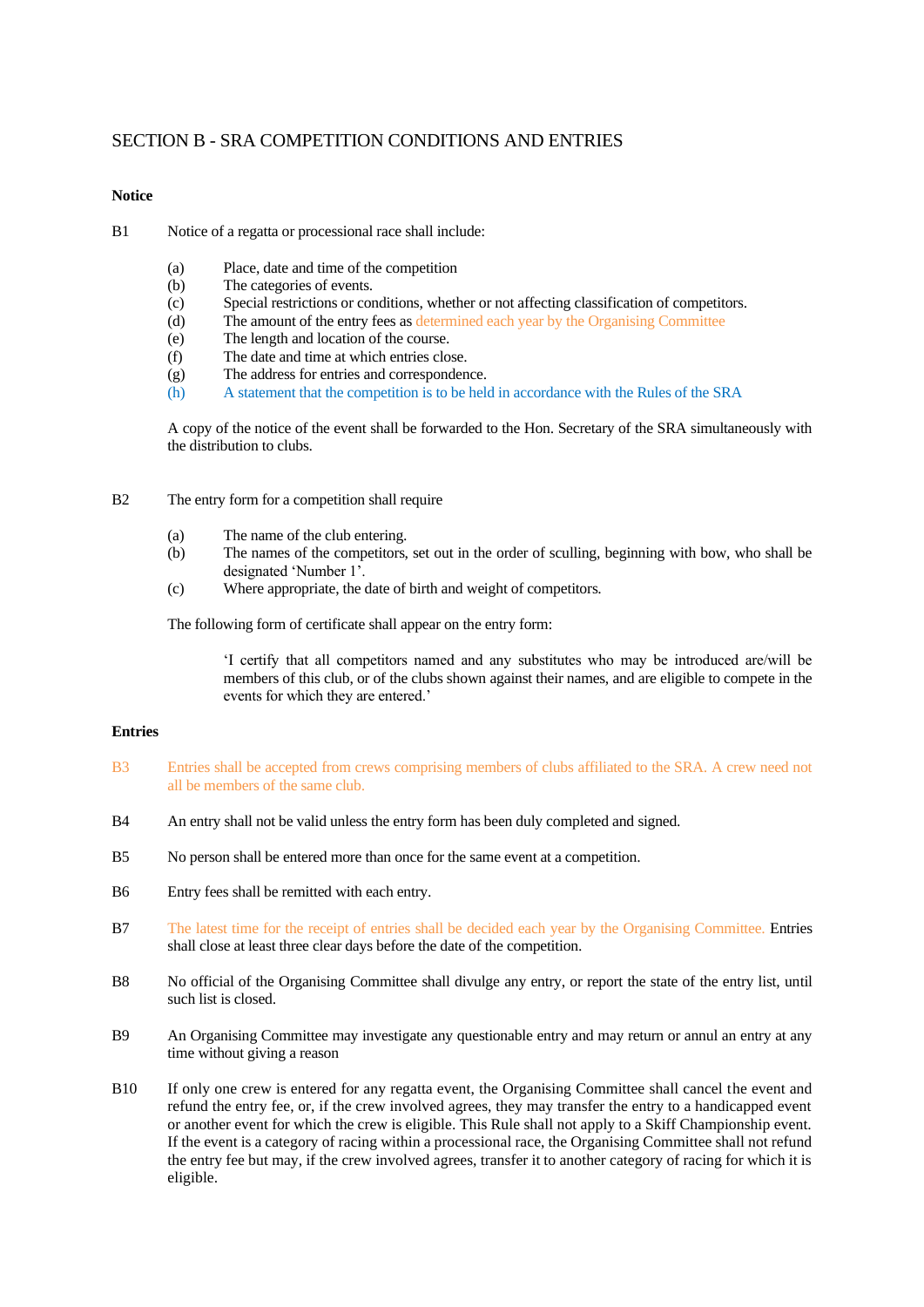## SECTION B - SRA COMPETITION CONDITIONS AND ENTRIES

**Notice**

B1 Notice of a regatta or processional race shall include:

- (a) Place, date and time of the competition
- (b) The categories of events.
- (c) Special restrictions or conditions, whether or not affecting classification of competitors.
- (d) The amount of the entry fees as determined each year by the Organising Committee
- (e) The length and location of the course.
- (f) The date and time at which entries close.
- (g) The address for entries and correspondence.
- (h) A statement that the competition is to be held in accordance with the Rules of the SRA

A copy of the notice of the event shall be forwarded to the Hon. Secretary of the SRA simultaneously with the distribution to clubs.

B2 The entry form for a competition shall require

- (a) The name of the club entering.
- (b) The names of the competitors, set out in the order of sculling, beginning with bow, who shall be designated 'Number 1'.
- (c) Where appropriate, the date of birth and weight of competitors.

The following form of certificate shall appear on the entry form:

> 'I certify that all competitors named and any substitutes who may be introduced are/will be members of this club, or of the clubs shown against their names, and are eligible to compete in the events for which they are entered.'

**Entries**

B3 Entries shall be accepted from crews comprising members of clubs affiliated to the SRA. A crew need not all be members of the same club.

B4 An entry shall not be valid unless the entry form has been duly completed and signed.

B5 No person shall be entered more than once for the same event at a competition.

B6 Entry fees shall be remitted with each entry.

B7 The latest time for the receipt of entries shall be decided each year by the Organising Committee. Entries shall close at least three clear days before the date of the competition.

B8 No official of the Organising Committee shall divulge any entry, or report the state of the entry list, until such list is closed.

B9 An Organising Committee may investigate any questionable entry and may return or annul an entry at any time without giving a reason

B10 If only one crew is entered for any regatta event, the Organising Committee shall cancel the event and refund the entry fee, or, if the crew involved agrees, they may transfer the entry to a handicapped event or another event for which the crew is eligible. This Rule shall not apply to a Skiff Championship event. If the event is a category of racing within a processional race, the Organising Committee shall not refund the entry fee but may, if the crew involved agrees, transfer it to another category of racing for which it is eligible.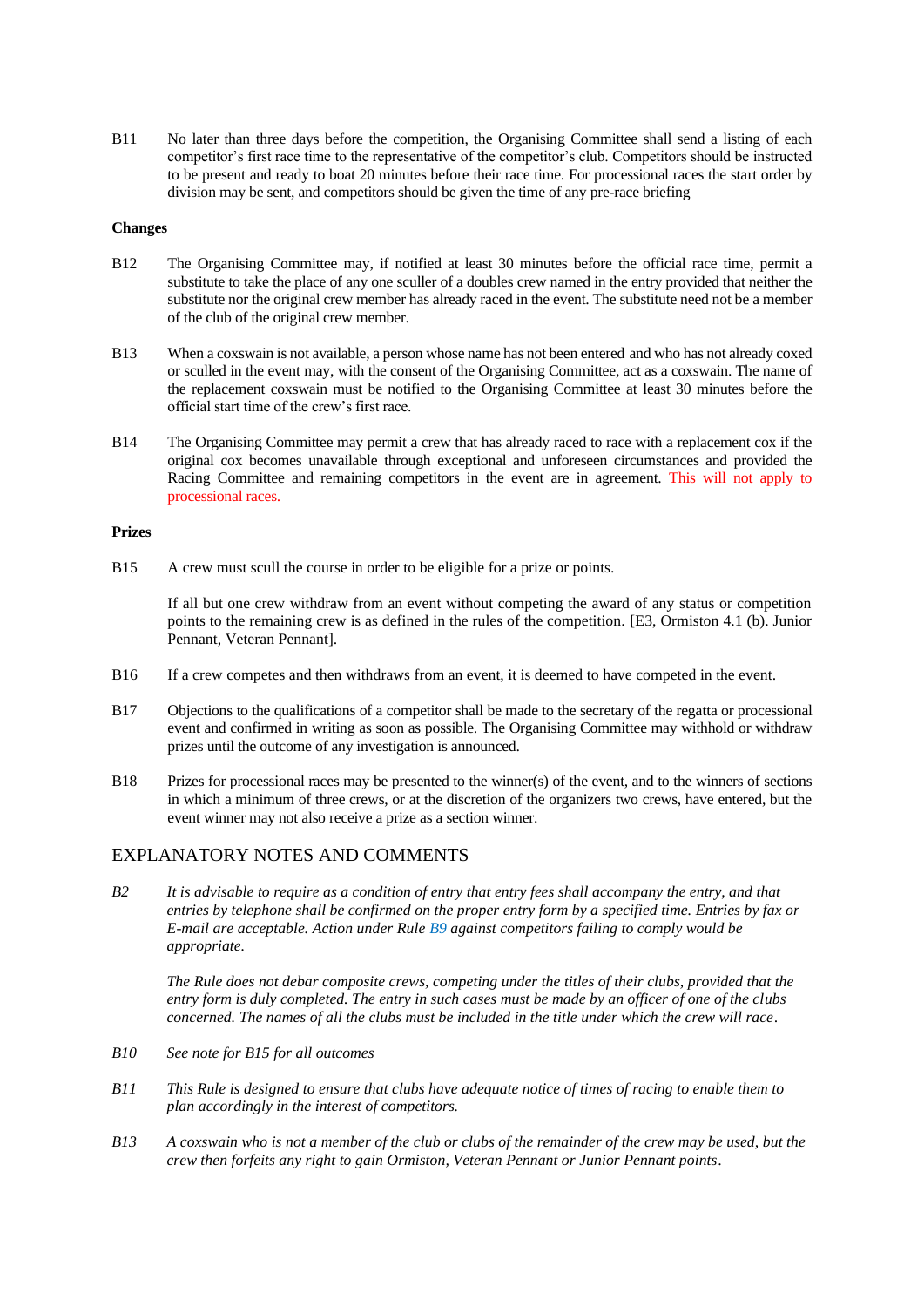B11 No later than three days before the competition, the Organising Committee shall send a listing of each competitor's first race time to the representative of the competitor's club. Competitors should be instructed to be present and ready to boat 20 minutes before their race time. For processional races the start order by division may be sent, and competitors should be given the time of any pre-race briefing

**Changes**

B12 The Organising Committee may, if notified at least 30 minutes before the official race time, permit a substitute to take the place of any one sculler of a doubles crew named in the entry provided that neither the substitute nor the original crew member has already raced in the event. The substitute need not be a member of the club of the original crew member.

B13 When a coxswain is not available, a person whose name has not been entered and who has not already coxed or sculled in the event may, with the consent of the Organising Committee, act as a coxswain. The name of the replacement coxswain must be notified to the Organising Committee at least 30 minutes before the official start time of the crew's first race.

B14 The Organising Committee may permit a crew that has already raced to race with a replacement cox if the original cox becomes unavailable through exceptional and unforeseen circumstances and provided the Racing Committee and remaining competitors in the event are in agreement. This will not apply to processional races.

**Prizes**

B15 A crew must scull the course in order to be eligible for a prize or points.

If all but one crew withdraw from an event without competing the award of any status or competition points to the remaining crew is as defined in the rules of the competition. [E3, Ormiston 4.1 (b). Junior Pennant, Veteran Pennant].

B16 If a crew competes and then withdraws from an event, it is deemed to have competed in the event.

B17 Objections to the qualifications of a competitor shall be made to the secretary of the regatta or processional event and confirmed in writing as soon as possible. The Organising Committee may withhold or withdraw prizes until the outcome of any investigation is announced.

B18 Prizes for processional races may be presented to the winner(s) of the event, and to the winners of sections in which a minimum of three crews, or at the discretion of the organizers two crews, have entered, but the event winner may not also receive a prize as a section winner.

## EXPLANATORY NOTES AND COMMENTS

*B2* *It is advisable to require as a condition of entry that entry fees shall accompany the entry, and that entries by telephone shall be confirmed on the proper entry form by a specified time. Entries by fax or E-mail are acceptable. Action under Rule B9 against competitors failing to comply would be appropriate.*

*The Rule does not debar composite crews, competing under the titles of their clubs, provided that the entry form is duly completed. The entry in such cases must be made by an officer of one of the clubs concerned. The names of all the clubs must be included in the title under which the crew will race.*

*B10* *See note for B15 for all outcomes*

*B11* *This Rule is designed to ensure that clubs have adequate notice of times of racing to enable them to plan accordingly in the interest of competitors.*

*B13* *A coxswain who is not a member of the club or clubs of the remainder of the crew may be used, but the crew then forfeits any right to gain Ormiston, Veteran Pennant or Junior Pennant points.*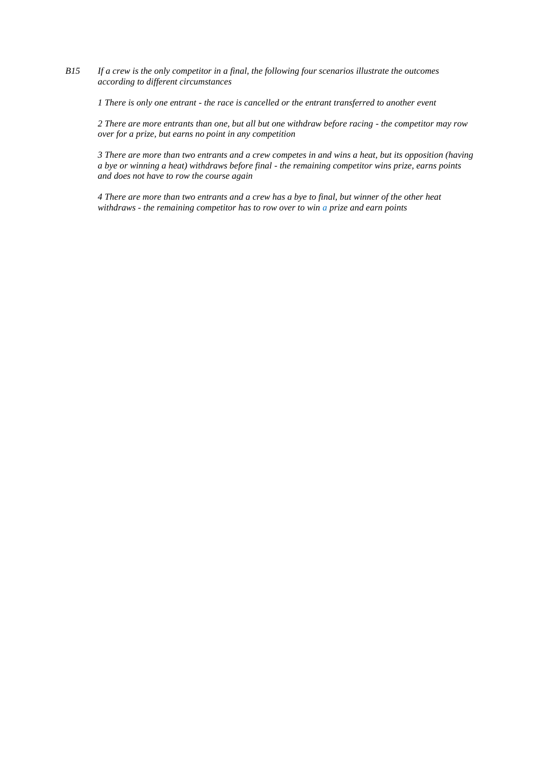*B15 If a crew is the only competitor in a final, the following four scenarios illustrate the outcomes according to different circumstances*

*1 There is only one entrant - the race is cancelled or the entrant transferred to another event*

*2 There are more entrants than one, but all but one withdraw before racing - the competitor may row over for a prize, but earns no point in any competition*

*3 There are more than two entrants and a crew competes in and wins a heat, but its opposition (having a bye or winning a heat) withdraws before final - the remaining competitor wins prize, earns points and does not have to row the course again*

*4 There are more than two entrants and a crew has a bye to final, but winner of the other heat withdraws - the remaining competitor has to row over to win a prize and earn points*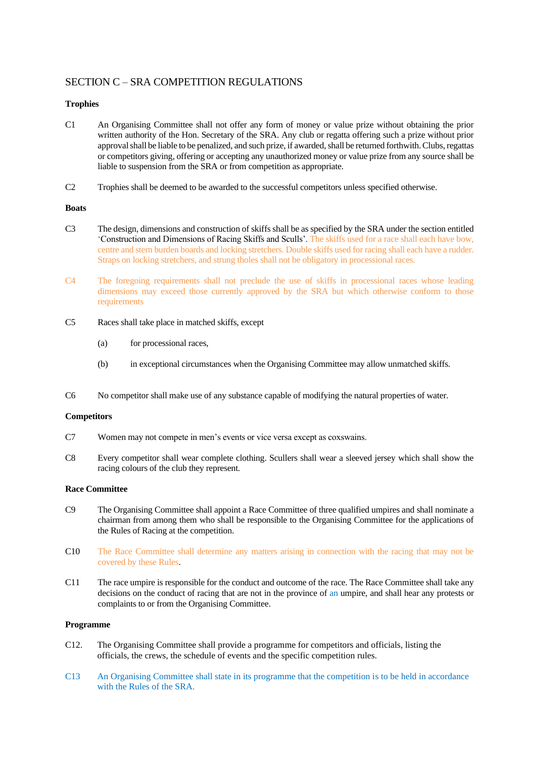# SECTION C – SRA COMPETITION REGULATIONS

### Trophies

C1 An Organising Committee shall not offer any form of money or value prize without obtaining the prior written authority of the Hon. Secretary of the SRA. Any club or regatta offering such a prize without prior approval shall be liable to be penalized, and such prize, if awarded, shall be returned forthwith. Clubs, regattas or competitors giving, offering or accepting any unauthorized money or value prize from any source shall be liable to suspension from the SRA or from competition as appropriate.

C2 Trophies shall be deemed to be awarded to the successful competitors unless specified otherwise.

### Boats

C3 The design, dimensions and construction of skiffs shall be as specified by the SRA under the section entitled 'Construction and Dimensions of Racing Skiffs and Sculls'. The skiffs used for a race shall each have bow, centre and stern burden boards and locking stretchers. Double skiffs used for racing shall each have a rudder. Straps on locking stretchers, and strung tholes shall not be obligatory in processional races.

C4 The foregoing requirements shall not preclude the use of skiffs in processional races whose leading dimensions may exceed those currently approved by the SRA but which otherwise conform to those requirements

C5 Races shall take place in matched skiffs, except

(a) for processional races,

(b) in exceptional circumstances when the Organising Committee may allow unmatched skiffs.

C6 No competitor shall make use of any substance capable of modifying the natural properties of water.

### Competitors

C7 Women may not compete in men's events or vice versa except as coxswains.

C8 Every competitor shall wear complete clothing. Scullers shall wear a sleeved jersey which shall show the racing colours of the club they represent.

### Race Committee

C9 The Organising Committee shall appoint a Race Committee of three qualified umpires and shall nominate a chairman from among them who shall be responsible to the Organising Committee for the applications of the Rules of Racing at the competition.

C10 The Race Committee shall determine any matters arising in connection with the racing that may not be covered by these Rules.

C11 The race umpire is responsible for the conduct and outcome of the race. The Race Committee shall take any decisions on the conduct of racing that are not in the province of an umpire, and shall hear any protests or complaints to or from the Organising Committee.

### Programme

C12. The Organising Committee shall provide a programme for competitors and officials, listing the officials, the crews, the schedule of events and the specific competition rules.

C13 An Organising Committee shall state in its programme that the competition is to be held in accordance with the Rules of the SRA.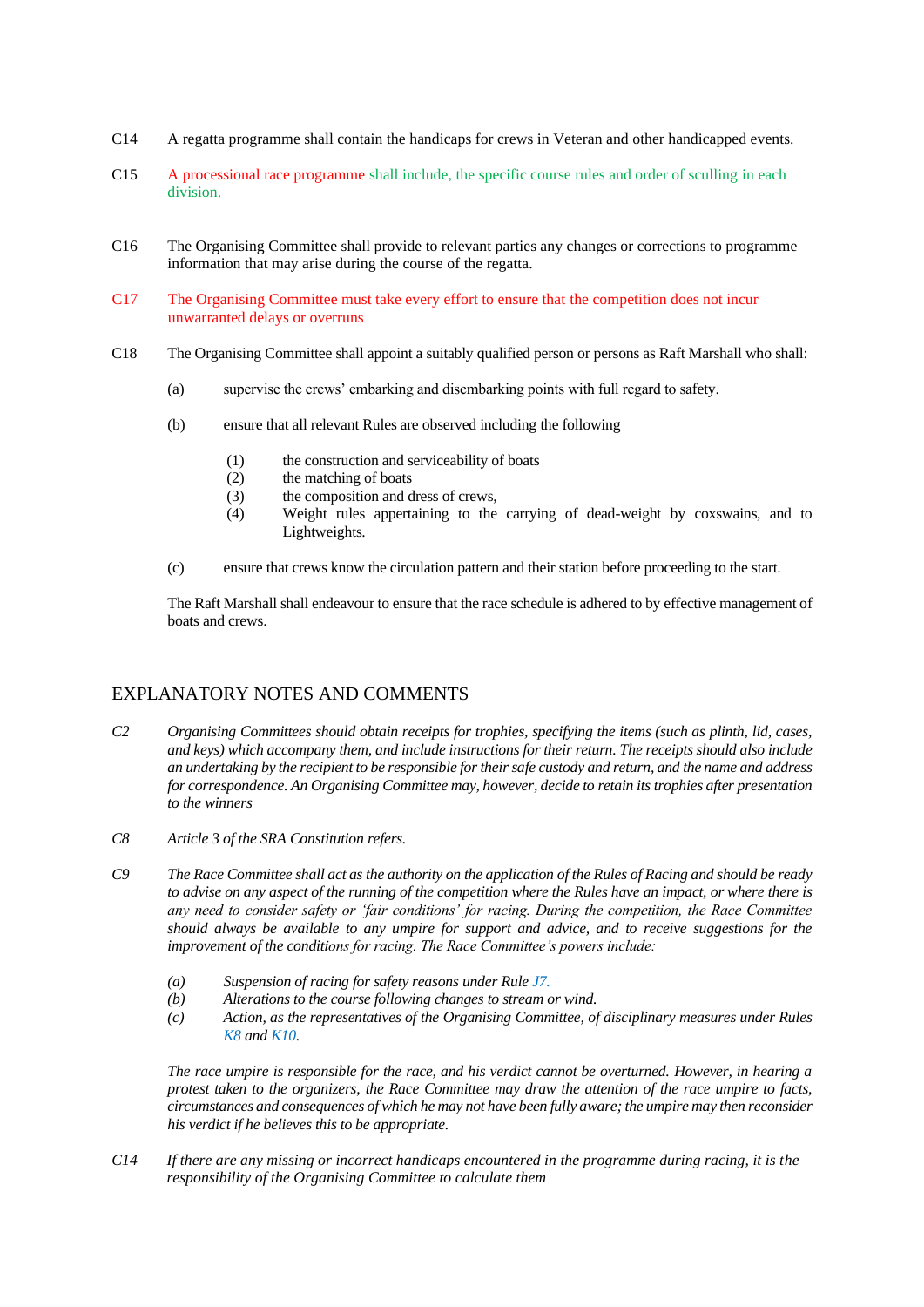C14 A regatta programme shall contain the handicaps for crews in Veteran and other handicapped events.

C15 A processional race programme shall include, the specific course rules and order of sculling in each division.

C16 The Organising Committee shall provide to relevant parties any changes or corrections to programme information that may arise during the course of the regatta.

C17 The Organising Committee must take every effort to ensure that the competition does not incur unwarranted delays or overruns

C18 The Organising Committee shall appoint a suitably qualified person or persons as Raft Marshall who shall:

(a) supervise the crews' embarking and disembarking points with full regard to safety.

(b) ensure that all relevant Rules are observed including the following

(1) the construction and serviceability of boats
(2) the matching of boats
(3) the composition and dress of crews,
(4) Weight rules appertaining to the carrying of dead-weight by coxswains, and to Lightweights.

(c) ensure that crews know the circulation pattern and their station before proceeding to the start.

The Raft Marshall shall endeavour to ensure that the race schedule is adhered to by effective management of boats and crews.

## EXPLANATORY NOTES AND COMMENTS

*C2* *Organising Committees should obtain receipts for trophies, specifying the items (such as plinth, lid, cases, and keys) which accompany them, and include instructions for their return. The receipts should also include an undertaking by the recipient to be responsible for their safe custody and return, and the name and address for correspondence. An Organising Committee may, however, decide to retain its trophies after presentation to the winners*

*C8* *Article 3 of the SRA Constitution refers.*

*C9* *The Race Committee shall act as the authority on the application of the Rules of Racing and should be ready to advise on any aspect of the running of the competition where the Rules have an impact, or where there is any need to consider safety or 'fair conditions' for racing. During the competition, the Race Committee should always be available to any umpire for support and advice, and to receive suggestions for the improvement of the conditions for racing. The Race Committee's powers include:*

*(a) Suspension of racing for safety reasons under Rule J7.*
*(b) Alterations to the course following changes to stream or wind.*
*(c) Action, as the representatives of the Organising Committee, of disciplinary measures under Rules K8 and K10.*

*The race umpire is responsible for the race, and his verdict cannot be overturned. However, in hearing a protest taken to the organizers, the Race Committee may draw the attention of the race umpire to facts, circumstances and consequences of which he may not have been fully aware; the umpire may then reconsider his verdict if he believes this to be appropriate.*

*C14* *If there are any missing or incorrect handicaps encountered in the programme during racing, it is the responsibility of the Organising Committee to calculate them*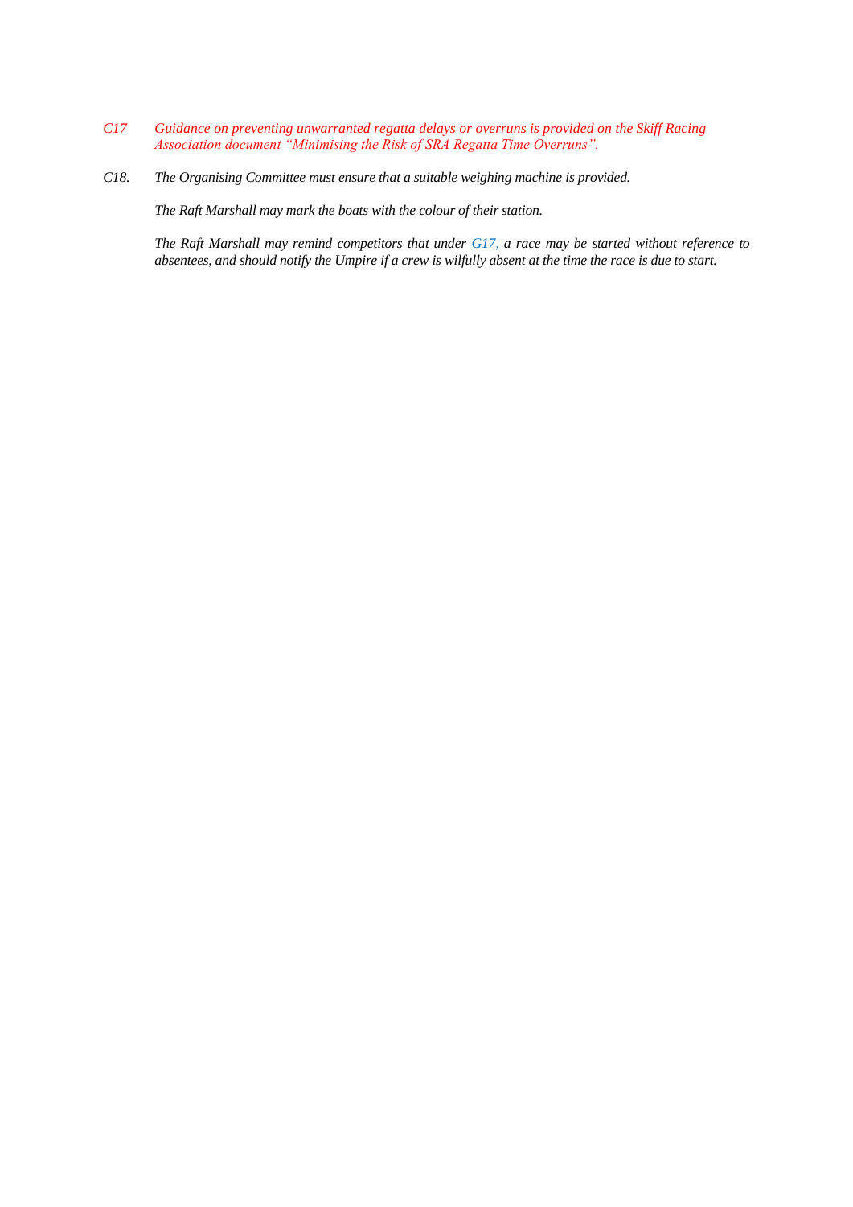*C17 Guidance on preventing unwarranted regatta delays or overruns is provided on the Skiff Racing Association document "Minimising the Risk of SRA Regatta Time Overruns".*

*C18. The Organising Committee must ensure that a suitable weighing machine is provided.*

*The Raft Marshall may mark the boats with the colour of their station.*

*The Raft Marshall may remind competitors that under G17, a race may be started without reference to absentees, and should notify the Umpire if a crew is wilfully absent at the time the race is due to start.*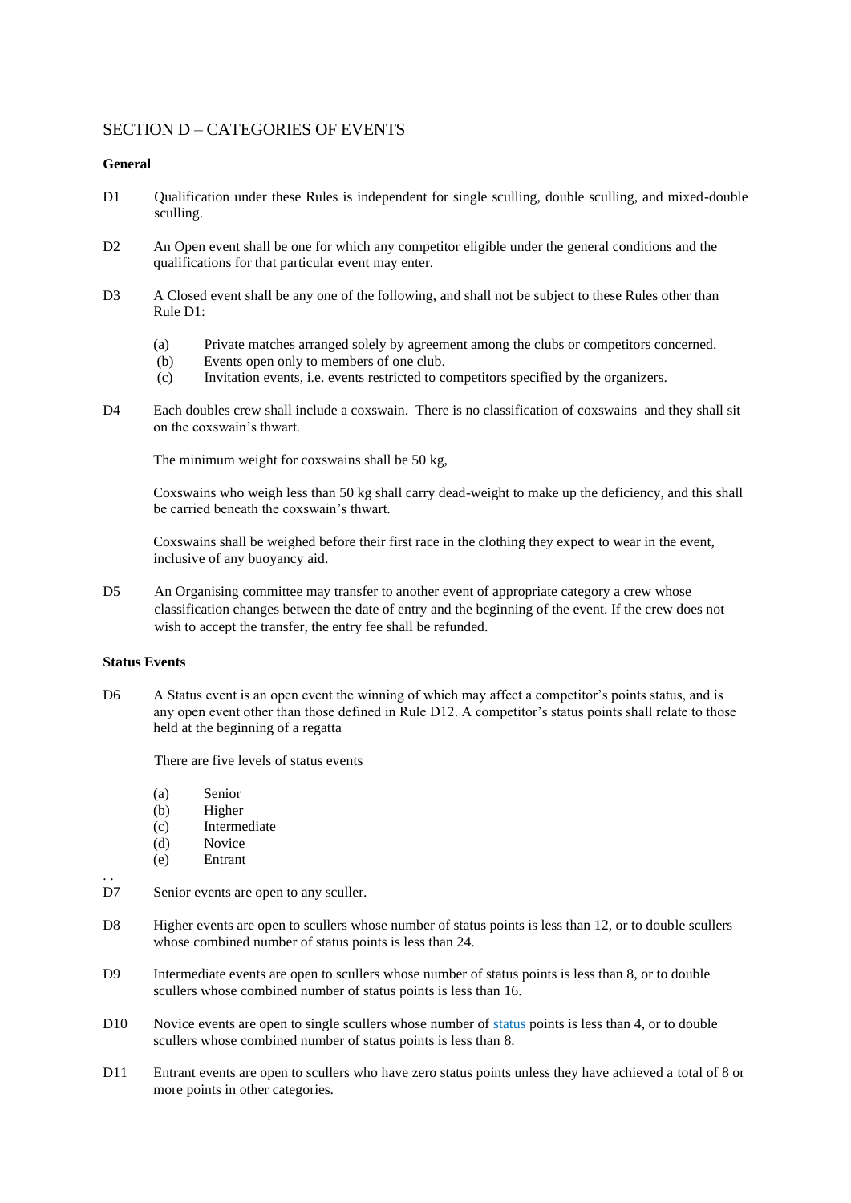## SECTION D – CATEGORIES OF EVENTS

### General

D1 Qualification under these Rules is independent for single sculling, double sculling, and mixed-double sculling.

D2 An Open event shall be one for which any competitor eligible under the general conditions and the qualifications for that particular event may enter.

D3 A Closed event shall be any one of the following, and shall not be subject to these Rules other than Rule D1:

(a) Private matches arranged solely by agreement among the clubs or competitors concerned.
(b) Events open only to members of one club.
(c) Invitation events, i.e. events restricted to competitors specified by the organizers.

D4 Each doubles crew shall include a coxswain. There is no classification of coxswains and they shall sit on the coxswain's thwart.

The minimum weight for coxswains shall be 50 kg,

Coxswains who weigh less than 50 kg shall carry dead-weight to make up the deficiency, and this shall be carried beneath the coxswain's thwart.

Coxswains shall be weighed before their first race in the clothing they expect to wear in the event, inclusive of any buoyancy aid.

D5 An Organising committee may transfer to another event of appropriate category a crew whose classification changes between the date of entry and the beginning of the event. If the crew does not wish to accept the transfer, the entry fee shall be refunded.

### Status Events

D6 A Status event is an open event the winning of which may affect a competitor's points status, and is any open event other than those defined in Rule D12. A competitor's status points shall relate to those held at the beginning of a regatta

There are five levels of status events

(a) Senior
(b) Higher
(c) Intermediate
(d) Novice
(e) Entrant

D7 Senior events are open to any sculler.

D8 Higher events are open to scullers whose number of status points is less than 12, or to double scullers whose combined number of status points is less than 24.

D9 Intermediate events are open to scullers whose number of status points is less than 8, or to double scullers whose combined number of status points is less than 16.

D10 Novice events are open to single scullers whose number of status points is less than 4, or to double scullers whose combined number of status points is less than 8.

D11 Entrant events are open to scullers who have zero status points unless they have achieved a total of 8 or more points in other categories.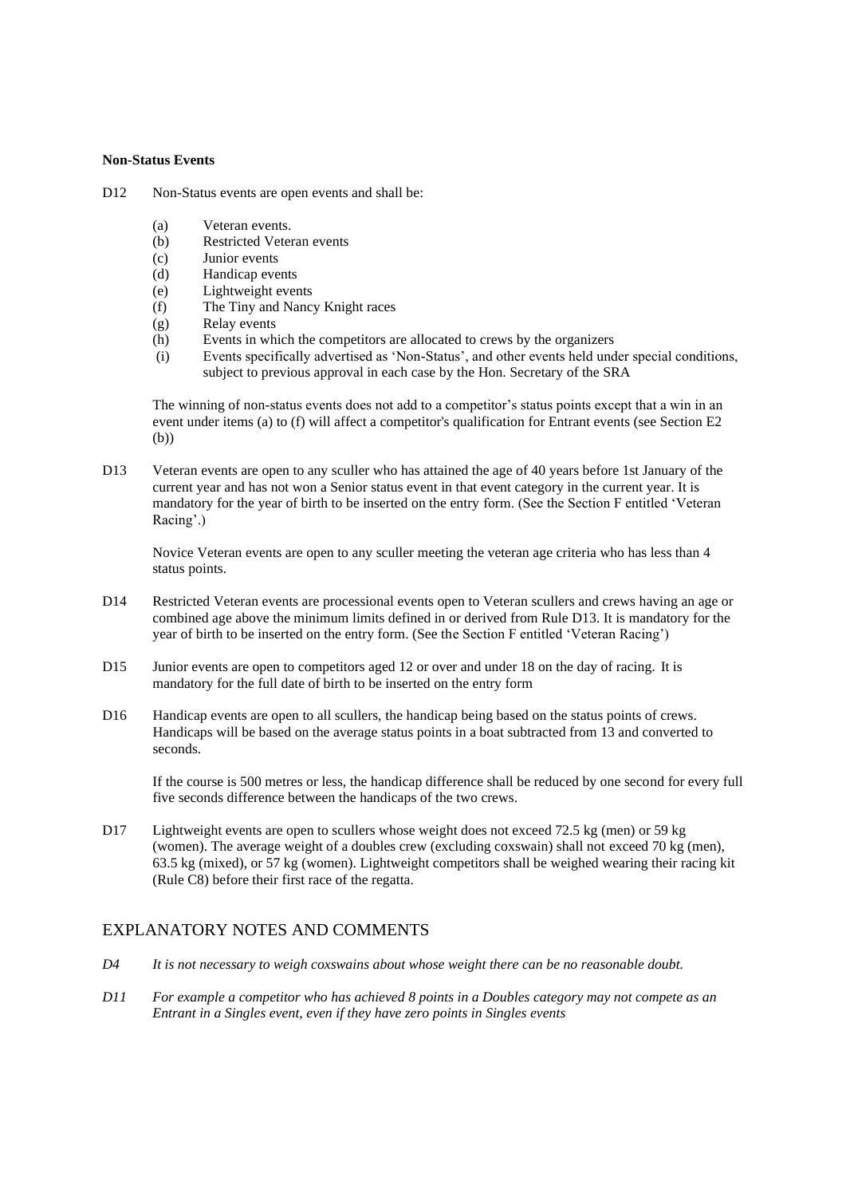**Non-Status Events**

D12 Non-Status events are open events and shall be:

- (a) Veteran events.
- (b) Restricted Veteran events
- (c) Junior events
- (d) Handicap events
- (e) Lightweight events
- (f) The Tiny and Nancy Knight races
- (g) Relay events
- (h) Events in which the competitors are allocated to crews by the organizers
- (i) Events specifically advertised as 'Non-Status', and other events held under special conditions, subject to previous approval in each case by the Hon. Secretary of the SRA

The winning of non-status events does not add to a competitor's status points except that a win in an event under items (a) to (f) will affect a competitor's qualification for Entrant events (see Section E2 (b))

D13 Veteran events are open to any sculler who has attained the age of 40 years before 1st January of the current year and has not won a Senior status event in that event category in the current year. It is mandatory for the year of birth to be inserted on the entry form. (See the Section F entitled 'Veteran Racing'.)

Novice Veteran events are open to any sculler meeting the veteran age criteria who has less than 4 status points.

D14 Restricted Veteran events are processional events open to Veteran scullers and crews having an age or combined age above the minimum limits defined in or derived from Rule D13. It is mandatory for the year of birth to be inserted on the entry form. (See the Section F entitled 'Veteran Racing')

D15 Junior events are open to competitors aged 12 or over and under 18 on the day of racing. It is mandatory for the full date of birth to be inserted on the entry form

D16 Handicap events are open to all scullers, the handicap being based on the status points of crews. Handicaps will be based on the average status points in a boat subtracted from 13 and converted to seconds.

If the course is 500 metres or less, the handicap difference shall be reduced by one second for every full five seconds difference between the handicaps of the two crews.

D17 Lightweight events are open to scullers whose weight does not exceed 72.5 kg (men) or 59 kg (women). The average weight of a doubles crew (excluding coxswain) shall not exceed 70 kg (men), 63.5 kg (mixed), or 57 kg (women). Lightweight competitors shall be weighed wearing their racing kit (Rule C8) before their first race of the regatta.

## EXPLANATORY NOTES AND COMMENTS

*D4 It is not necessary to weigh coxswains about whose weight there can be no reasonable doubt.*

*D11 For example a competitor who has achieved 8 points in a Doubles category may not compete as an Entrant in a Singles event, even if they have zero points in Singles events*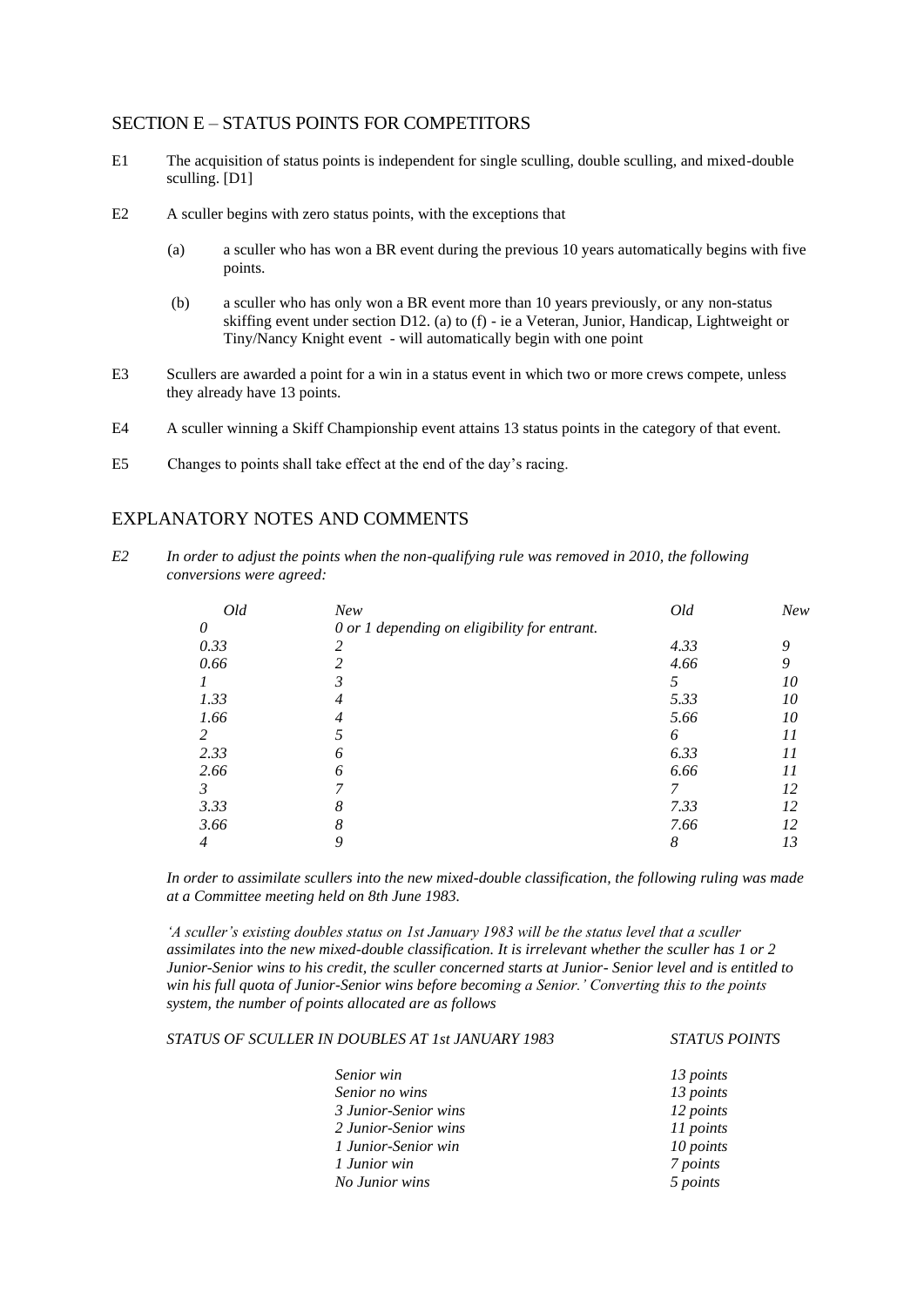## SECTION E – STATUS POINTS FOR COMPETITORS

E1 The acquisition of status points is independent for single sculling, double sculling, and mixed-double sculling. [D1]

E2 A sculler begins with zero status points, with the exceptions that

(a) a sculler who has won a BR event during the previous 10 years automatically begins with five points.

(b) a sculler who has only won a BR event more than 10 years previously, or any non-status skiffing event under section D12. (a) to (f) - ie a Veteran, Junior, Handicap, Lightweight or Tiny/Nancy Knight event - will automatically begin with one point

E3 Scullers are awarded a point for a win in a status event in which two or more crews compete, unless they already have 13 points.

E4 A sculler winning a Skiff Championship event attains 13 status points in the category of that event.

E5 Changes to points shall take effect at the end of the day's racing.

## EXPLANATORY NOTES AND COMMENTS

*E2 In order to adjust the points when the non-qualifying rule was removed in 2010, the following conversions were agreed:*

| *Old* | *New* | *Old* | *New* |
|---|---|---|---|
| *0* | *0 or 1 depending on eligibility for entrant.* | | |
| *0.33* | *2* | *4.33* | *9* |
| *0.66* | *2* | *4.66* | *9* |
| *1* | *3* | *5* | *10* |
| *1.33* | *4* | *5.33* | *10* |
| *1.66* | *4* | *5.66* | *10* |
| *2* | *5* | *6* | *11* |
| *2.33* | *6* | *6.33* | *11* |
| *2.66* | *6* | *6.66* | *11* |
| *3* | *7* | *7* | *12* |
| *3.33* | *8* | *7.33* | *12* |
| *3.66* | *8* | *7.66* | *12* |
| *4* | *9* | *8* | *13* |

*In order to assimilate scullers into the new mixed-double classification, the following ruling was made at a Committee meeting held on 8th June 1983.*

*'A sculler's existing doubles status on 1st January 1983 will be the status level that a sculler assimilates into the new mixed-double classification. It is irrelevant whether the sculler has 1 or 2 Junior-Senior wins to his credit, the sculler concerned starts at Junior- Senior level and is entitled to win his full quota of Junior-Senior wins before becoming a Senior.' Converting this to the points system, the number of points allocated are as follows*

| *STATUS OF SCULLER IN DOUBLES AT 1st JANUARY 1983* | *STATUS POINTS* |
|---|---|
| *Senior win* | *13 points* |
| *Senior no wins* | *13 points* |
| *3 Junior-Senior wins* | *12 points* |
| *2 Junior-Senior wins* | *11 points* |
| *1 Junior-Senior win* | *10 points* |
| *1 Junior win* | *7 points* |
| *No Junior wins* | *5 points* |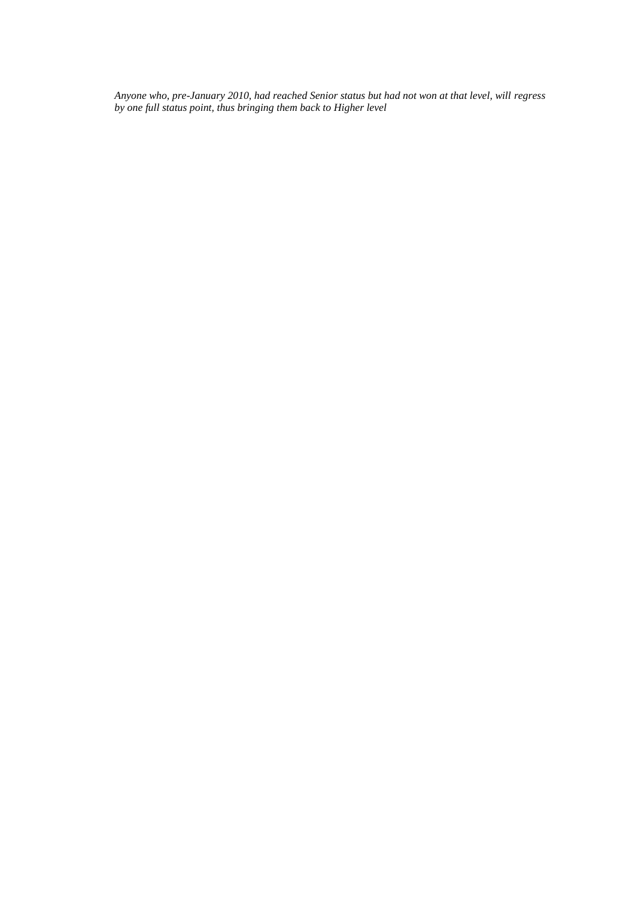*Anyone who, pre-January 2010, had reached Senior status but had not won at that level, will regress by one full status point, thus bringing them back to Higher level*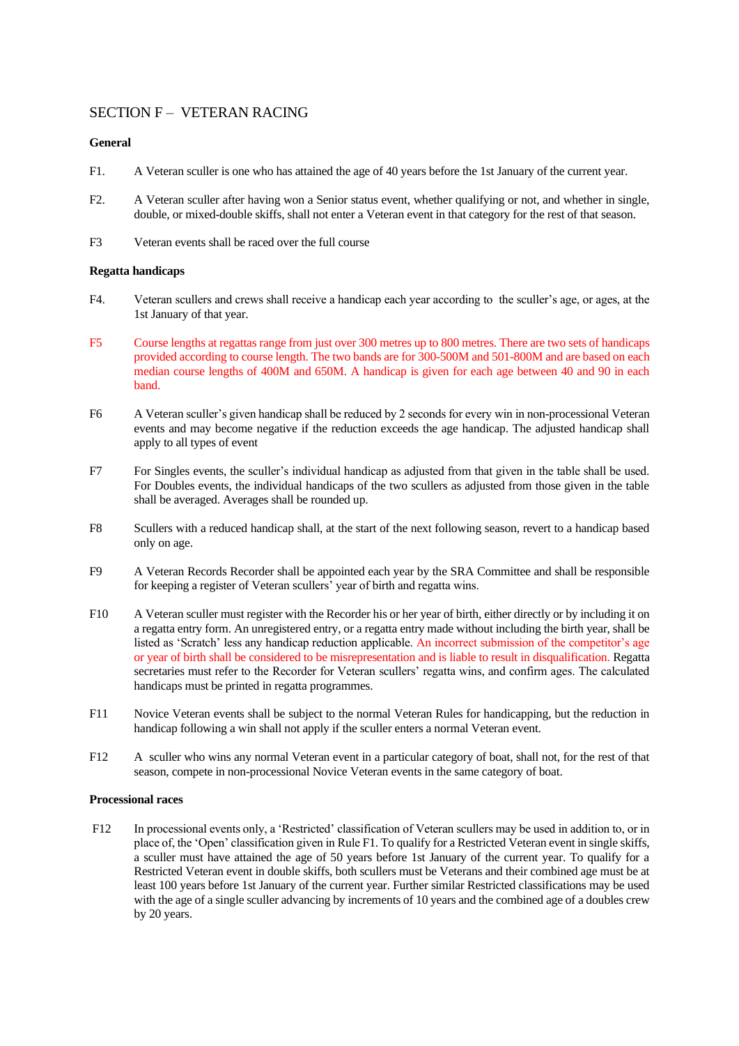# SECTION F – VETERAN RACING

**General**

F1. A Veteran sculler is one who has attained the age of 40 years before the 1st January of the current year.

F2. A Veteran sculler after having won a Senior status event, whether qualifying or not, and whether in single, double, or mixed-double skiffs, shall not enter a Veteran event in that category for the rest of that season.

F3 Veteran events shall be raced over the full course

**Regatta handicaps**

F4. Veteran scullers and crews shall receive a handicap each year according to the sculler's age, or ages, at the 1st January of that year.

F5 Course lengths at regattas range from just over 300 metres up to 800 metres. There are two sets of handicaps provided according to course length. The two bands are for 300-500M and 501-800M and are based on each median course lengths of 400M and 650M. A handicap is given for each age between 40 and 90 in each band.

F6 A Veteran sculler's given handicap shall be reduced by 2 seconds for every win in non-processional Veteran events and may become negative if the reduction exceeds the age handicap. The adjusted handicap shall apply to all types of event

F7 For Singles events, the sculler's individual handicap as adjusted from that given in the table shall be used. For Doubles events, the individual handicaps of the two scullers as adjusted from those given in the table shall be averaged. Averages shall be rounded up.

F8 Scullers with a reduced handicap shall, at the start of the next following season, revert to a handicap based only on age.

F9 A Veteran Records Recorder shall be appointed each year by the SRA Committee and shall be responsible for keeping a register of Veteran scullers' year of birth and regatta wins.

F10 A Veteran sculler must register with the Recorder his or her year of birth, either directly or by including it on a regatta entry form. An unregistered entry, or a regatta entry made without including the birth year, shall be listed as 'Scratch' less any handicap reduction applicable. An incorrect submission of the competitor's age or year of birth shall be considered to be misrepresentation and is liable to result in disqualification. Regatta secretaries must refer to the Recorder for Veteran scullers' regatta wins, and confirm ages. The calculated handicaps must be printed in regatta programmes.

F11 Novice Veteran events shall be subject to the normal Veteran Rules for handicapping, but the reduction in handicap following a win shall not apply if the sculler enters a normal Veteran event.

F12 A sculler who wins any normal Veteran event in a particular category of boat, shall not, for the rest of that season, compete in non-processional Novice Veteran events in the same category of boat.

**Processional races**

F12 In processional events only, a 'Restricted' classification of Veteran scullers may be used in addition to, or in place of, the 'Open' classification given in Rule F1. To qualify for a Restricted Veteran event in single skiffs, a sculler must have attained the age of 50 years before 1st January of the current year. To qualify for a Restricted Veteran event in double skiffs, both scullers must be Veterans and their combined age must be at least 100 years before 1st January of the current year. Further similar Restricted classifications may be used with the age of a single sculler advancing by increments of 10 years and the combined age of a doubles crew by 20 years.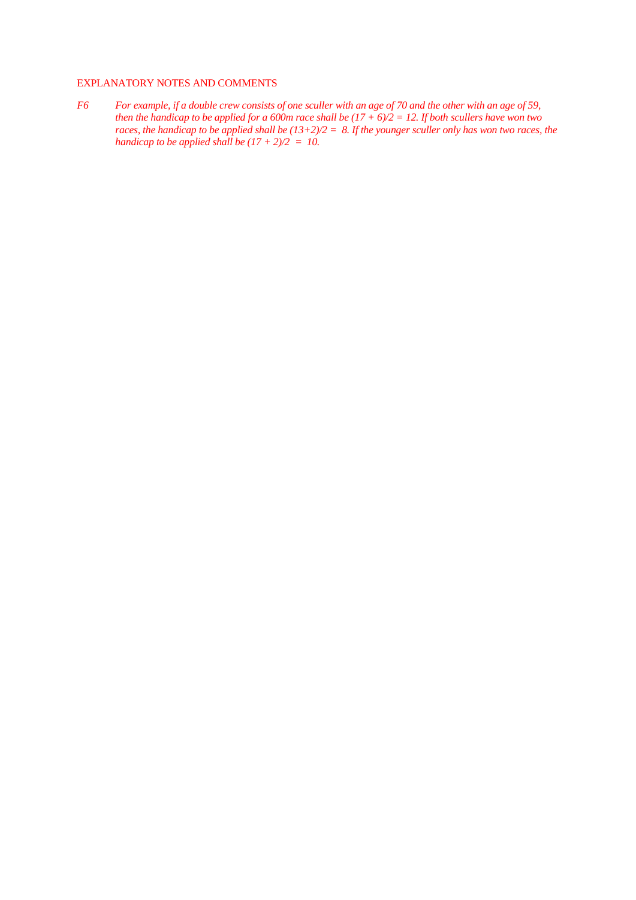EXPLANATORY NOTES AND COMMENTS

F6 *For example, if a double crew consists of one sculler with an age of 70 and the other with an age of 59, then the handicap to be applied for a 600m race shall be $(17 + 6)/2 = 12$. If both scullers have won two races, the handicap to be applied shall be $(13+2)/2 = 8$. If the younger sculler only has won two races, the handicap to be applied shall be $(17 + 2)/2 = 10$.*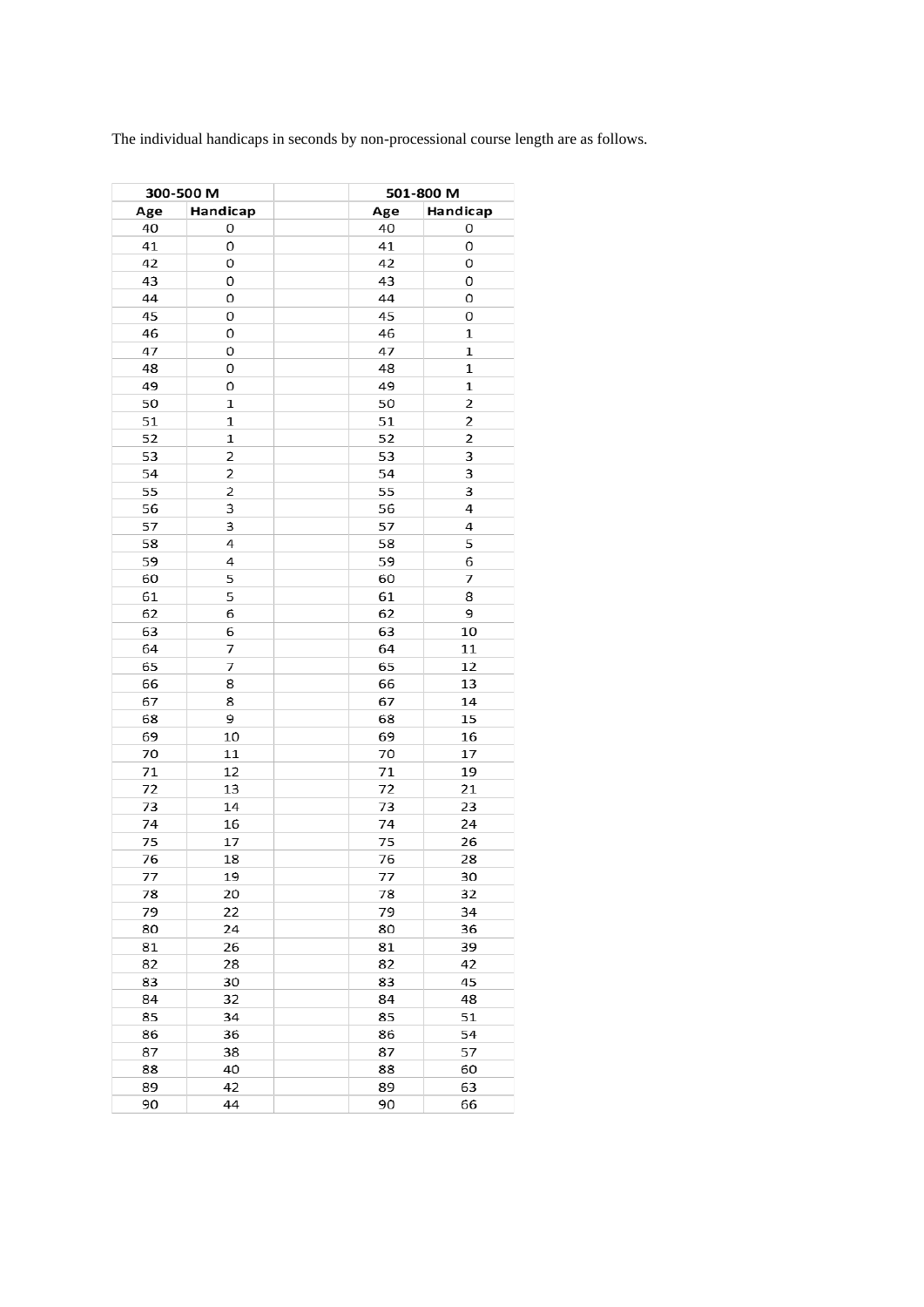The individual handicaps in seconds by non-processional course length are as follows.

| 300-500 M | | | 501-800 M | |
|---|---|---|---|---|
| Age | Handicap | | Age | Handicap |
| 40 | 0 | | 40 | 0 |
| 41 | 0 | | 41 | 0 |
| 42 | 0 | | 42 | 0 |
| 43 | 0 | | 43 | 0 |
| 44 | 0 | | 44 | 0 |
| 45 | 0 | | 45 | 0 |
| 46 | 0 | | 46 | 1 |
| 47 | 0 | | 47 | 1 |
| 48 | 0 | | 48 | 1 |
| 49 | 0 | | 49 | 1 |
| 50 | 1 | | 50 | 2 |
| 51 | 1 | | 51 | 2 |
| 52 | 1 | | 52 | 2 |
| 53 | 2 | | 53 | 3 |
| 54 | 2 | | 54 | 3 |
| 55 | 2 | | 55 | 3 |
| 56 | 3 | | 56 | 4 |
| 57 | 3 | | 57 | 4 |
| 58 | 4 | | 58 | 5 |
| 59 | 4 | | 59 | 6 |
| 60 | 5 | | 60 | 7 |
| 61 | 5 | | 61 | 8 |
| 62 | 6 | | 62 | 9 |
| 63 | 6 | | 63 | 10 |
| 64 | 7 | | 64 | 11 |
| 65 | 7 | | 65 | 12 |
| 66 | 8 | | 66 | 13 |
| 67 | 8 | | 67 | 14 |
| 68 | 9 | | 68 | 15 |
| 69 | 10 | | 69 | 16 |
| 70 | 11 | | 70 | 17 |
| 71 | 12 | | 71 | 19 |
| 72 | 13 | | 72 | 21 |
| 73 | 14 | | 73 | 23 |
| 74 | 16 | | 74 | 24 |
| 75 | 17 | | 75 | 26 |
| 76 | 18 | | 76 | 28 |
| 77 | 19 | | 77 | 30 |
| 78 | 20 | | 78 | 32 |
| 79 | 22 | | 79 | 34 |
| 80 | 24 | | 80 | 36 |
| 81 | 26 | | 81 | 39 |
| 82 | 28 | | 82 | 42 |
| 83 | 30 | | 83 | 45 |
| 84 | 32 | | 84 | 48 |
| 85 | 34 | | 85 | 51 |
| 86 | 36 | | 86 | 54 |
| 87 | 38 | | 87 | 57 |
| 88 | 40 | | 88 | 60 |
| 89 | 42 | | 89 | 63 |
| 90 | 44 | | 90 | 66 |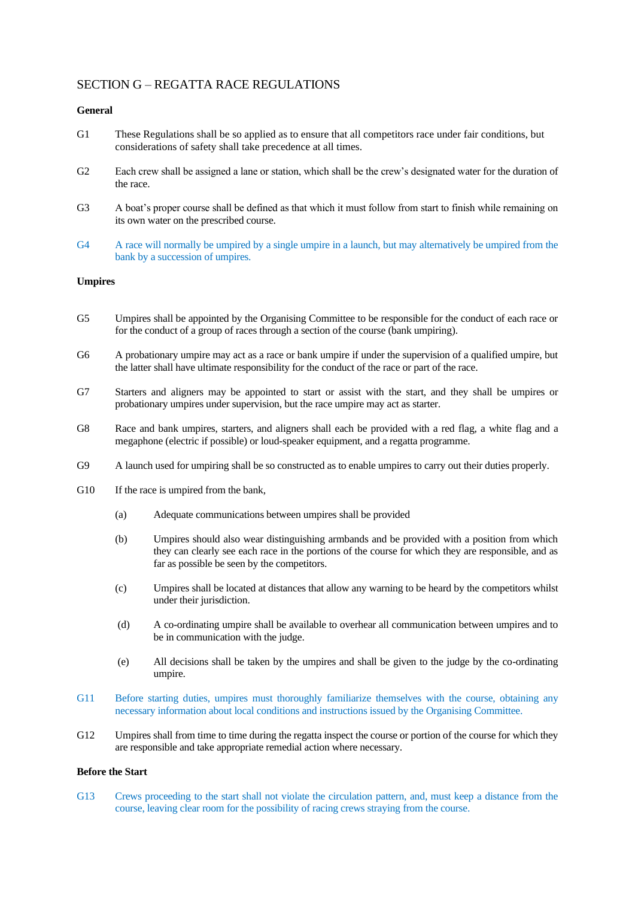## SECTION G – REGATTA RACE REGULATIONS

**General**

G1 These Regulations shall be so applied as to ensure that all competitors race under fair conditions, but considerations of safety shall take precedence at all times.

G2 Each crew shall be assigned a lane or station, which shall be the crew's designated water for the duration of the race.

G3 A boat's proper course shall be defined as that which it must follow from start to finish while remaining on its own water on the prescribed course.

G4 A race will normally be umpired by a single umpire in a launch, but may alternatively be umpired from the bank by a succession of umpires.

**Umpires**

G5 Umpires shall be appointed by the Organising Committee to be responsible for the conduct of each race or for the conduct of a group of races through a section of the course (bank umpiring).

G6 A probationary umpire may act as a race or bank umpire if under the supervision of a qualified umpire, but the latter shall have ultimate responsibility for the conduct of the race or part of the race.

G7 Starters and aligners may be appointed to start or assist with the start, and they shall be umpires or probationary umpires under supervision, but the race umpire may act as starter.

G8 Race and bank umpires, starters, and aligners shall each be provided with a red flag, a white flag and a megaphone (electric if possible) or loud-speaker equipment, and a regatta programme.

G9 A launch used for umpiring shall be so constructed as to enable umpires to carry out their duties properly.

G10 If the race is umpired from the bank,

(a) Adequate communications between umpires shall be provided

(b) Umpires should also wear distinguishing armbands and be provided with a position from which they can clearly see each race in the portions of the course for which they are responsible, and as far as possible be seen by the competitors.

(c) Umpires shall be located at distances that allow any warning to be heard by the competitors whilst under their jurisdiction.

(d) A co-ordinating umpire shall be available to overhear all communication between umpires and to be in communication with the judge.

(e) All decisions shall be taken by the umpires and shall be given to the judge by the co-ordinating umpire.

G11 Before starting duties, umpires must thoroughly familiarize themselves with the course, obtaining any necessary information about local conditions and instructions issued by the Organising Committee.

G12 Umpires shall from time to time during the regatta inspect the course or portion of the course for which they are responsible and take appropriate remedial action where necessary.

**Before the Start**

G13 Crews proceeding to the start shall not violate the circulation pattern, and, must keep a distance from the course, leaving clear room for the possibility of racing crews straying from the course.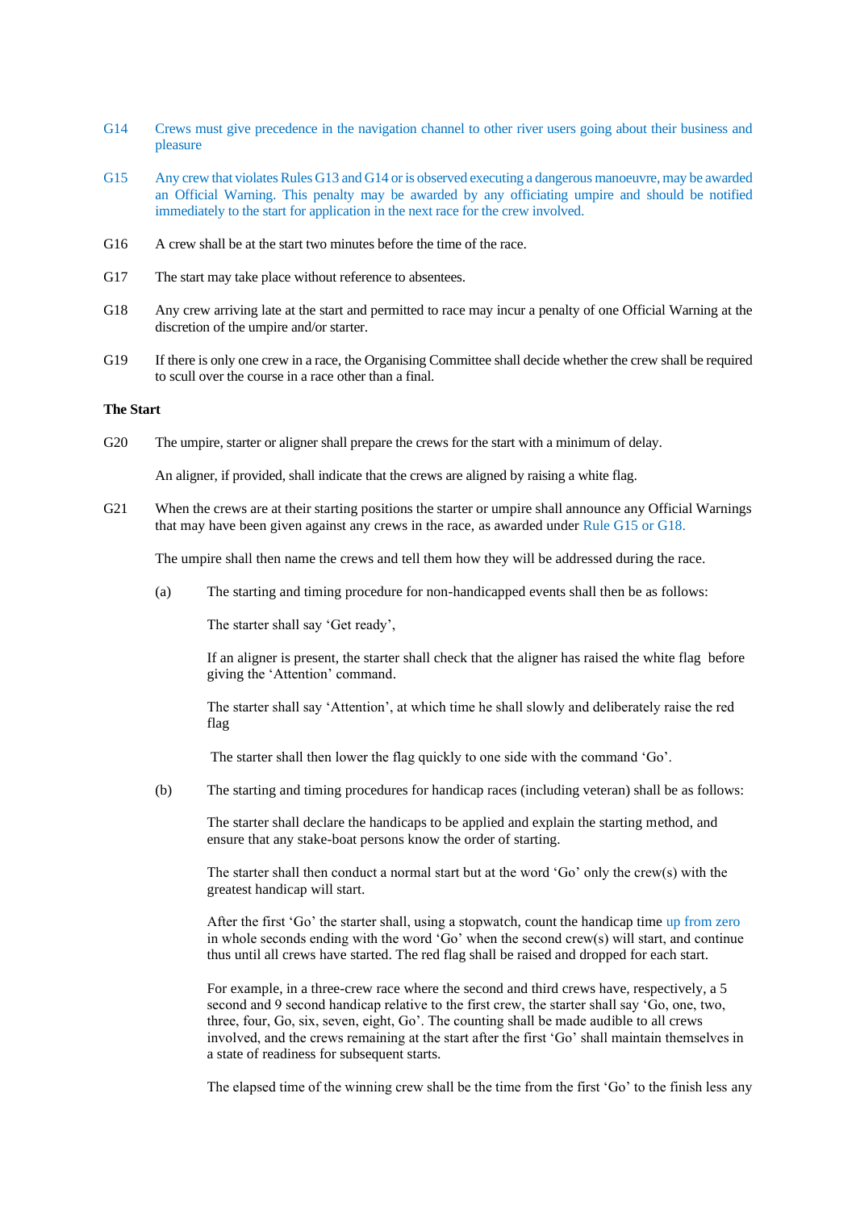G14 Crews must give precedence in the navigation channel to other river users going about their business and pleasure

G15 Any crew that violates Rules G13 and G14 or is observed executing a dangerous manoeuvre, may be awarded an Official Warning. This penalty may be awarded by any officiating umpire and should be notified immediately to the start for application in the next race for the crew involved.

G16 A crew shall be at the start two minutes before the time of the race.

G17 The start may take place without reference to absentees.

G18 Any crew arriving late at the start and permitted to race may incur a penalty of one Official Warning at the discretion of the umpire and/or starter.

G19 If there is only one crew in a race, the Organising Committee shall decide whether the crew shall be required to scull over the course in a race other than a final.

**The Start**

G20 The umpire, starter or aligner shall prepare the crews for the start with a minimum of delay.

An aligner, if provided, shall indicate that the crews are aligned by raising a white flag.

G21 When the crews are at their starting positions the starter or umpire shall announce any Official Warnings that may have been given against any crews in the race, as awarded under Rule G15 or G18.

The umpire shall then name the crews and tell them how they will be addressed during the race.

(a) The starting and timing procedure for non-handicapped events shall then be as follows:

The starter shall say 'Get ready',

If an aligner is present, the starter shall check that the aligner has raised the white flag before giving the 'Attention' command.

The starter shall say 'Attention', at which time he shall slowly and deliberately raise the red flag

The starter shall then lower the flag quickly to one side with the command 'Go'.

(b) The starting and timing procedures for handicap races (including veteran) shall be as follows:

The starter shall declare the handicaps to be applied and explain the starting method, and ensure that any stake-boat persons know the order of starting.

The starter shall then conduct a normal start but at the word 'Go' only the crew(s) with the greatest handicap will start.

After the first 'Go' the starter shall, using a stopwatch, count the handicap time up from zero in whole seconds ending with the word 'Go' when the second crew(s) will start, and continue thus until all crews have started. The red flag shall be raised and dropped for each start.

For example, in a three-crew race where the second and third crews have, respectively, a 5 second and 9 second handicap relative to the first crew, the starter shall say 'Go, one, two, three, four, Go, six, seven, eight, Go'. The counting shall be made audible to all crews involved, and the crews remaining at the start after the first 'Go' shall maintain themselves in a state of readiness for subsequent starts.

The elapsed time of the winning crew shall be the time from the first 'Go' to the finish less any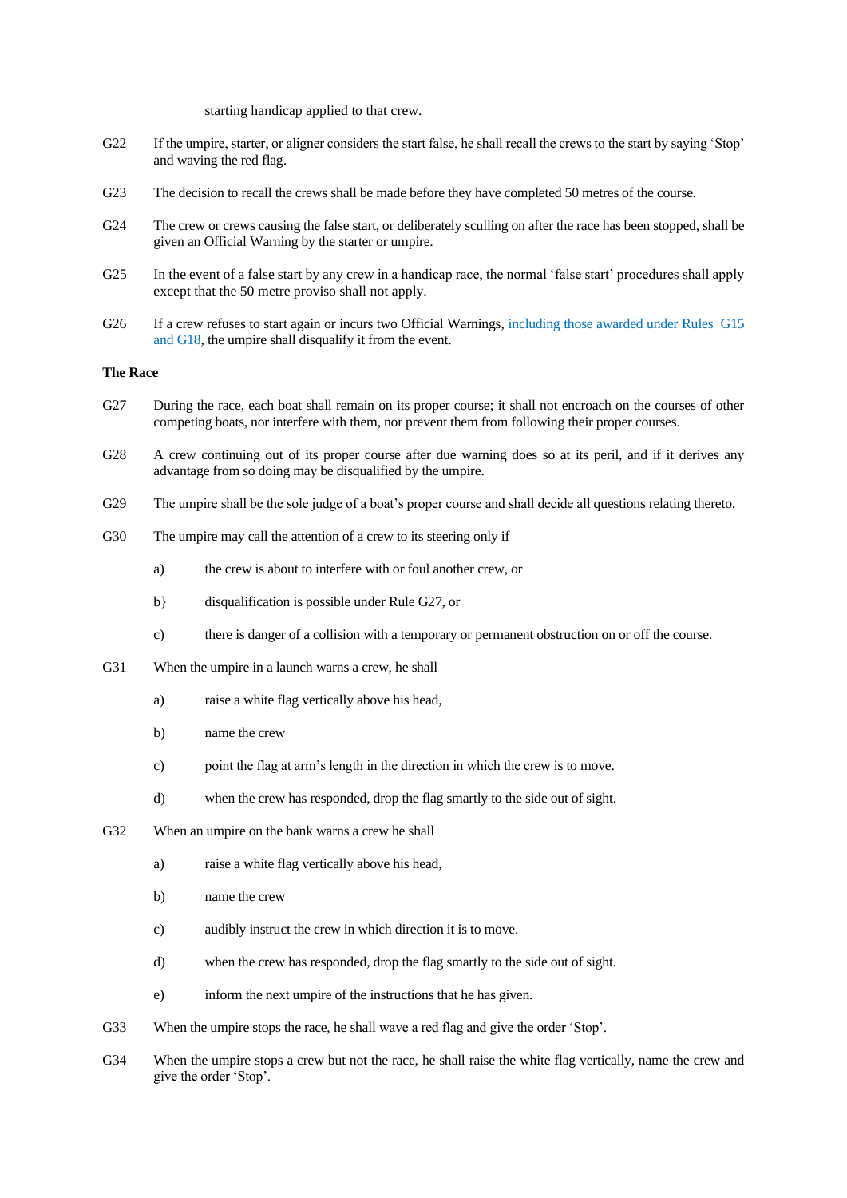starting handicap applied to that crew.

G22 If the umpire, starter, or aligner considers the start false, he shall recall the crews to the start by saying 'Stop' and waving the red flag.

G23 The decision to recall the crews shall be made before they have completed 50 metres of the course.

G24 The crew or crews causing the false start, or deliberately sculling on after the race has been stopped, shall be given an Official Warning by the starter or umpire.

G25 In the event of a false start by any crew in a handicap race, the normal 'false start' procedures shall apply except that the 50 metre proviso shall not apply.

G26 If a crew refuses to start again or incurs two Official Warnings, including those awarded under Rules G15 and G18, the umpire shall disqualify it from the event.

**The Race**

G27 During the race, each boat shall remain on its proper course; it shall not encroach on the courses of other competing boats, nor interfere with them, nor prevent them from following their proper courses.

G28 A crew continuing out of its proper course after due warning does so at its peril, and if it derives any advantage from so doing may be disqualified by the umpire.

G29 The umpire shall be the sole judge of a boat's proper course and shall decide all questions relating thereto.

G30 The umpire may call the attention of a crew to its steering only if

a) the crew is about to interfere with or foul another crew, or

b} disqualification is possible under Rule G27, or

c) there is danger of a collision with a temporary or permanent obstruction on or off the course.

G31 When the umpire in a launch warns a crew, he shall

a) raise a white flag vertically above his head,

b) name the crew

c) point the flag at arm's length in the direction in which the crew is to move.

d) when the crew has responded, drop the flag smartly to the side out of sight.

G32 When an umpire on the bank warns a crew he shall

a) raise a white flag vertically above his head,

b) name the crew

c) audibly instruct the crew in which direction it is to move.

d) when the crew has responded, drop the flag smartly to the side out of sight.

e) inform the next umpire of the instructions that he has given.

G33 When the umpire stops the race, he shall wave a red flag and give the order 'Stop'.

G34 When the umpire stops a crew but not the race, he shall raise the white flag vertically, name the crew and give the order 'Stop'.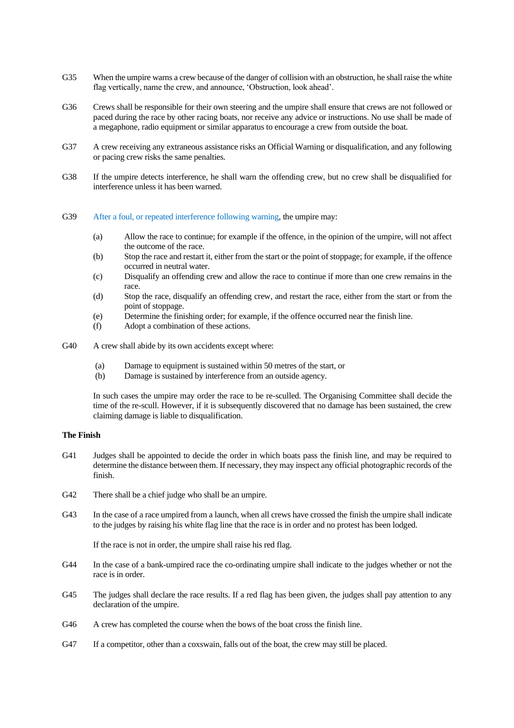G35 When the umpire warns a crew because of the danger of collision with an obstruction, he shall raise the white flag vertically, name the crew, and announce, 'Obstruction, look ahead'.

G36 Crews shall be responsible for their own steering and the umpire shall ensure that crews are not followed or paced during the race by other racing boats, nor receive any advice or instructions. No use shall be made of a megaphone, radio equipment or similar apparatus to encourage a crew from outside the boat.

G37 A crew receiving any extraneous assistance risks an Official Warning or disqualification, and any following or pacing crew risks the same penalties.

G38 If the umpire detects interference, he shall warn the offending crew, but no crew shall be disqualified for interference unless it has been warned.

G39 After a foul, or repeated interference following warning, the umpire may:

- (a) Allow the race to continue; for example if the offence, in the opinion of the umpire, will not affect the outcome of the race.
- (b) Stop the race and restart it, either from the start or the point of stoppage; for example, if the offence occurred in neutral water.
- (c) Disqualify an offending crew and allow the race to continue if more than one crew remains in the race.
- (d) Stop the race, disqualify an offending crew, and restart the race, either from the start or from the point of stoppage.
- (e) Determine the finishing order; for example, if the offence occurred near the finish line.
- (f) Adopt a combination of these actions.

G40 A crew shall abide by its own accidents except where:

- (a) Damage to equipment is sustained within 50 metres of the start, or
- (b) Damage is sustained by interference from an outside agency.

In such cases the umpire may order the race to be re-sculled. The Organising Committee shall decide the time of the re-scull. However, if it is subsequently discovered that no damage has been sustained, the crew claiming damage is liable to disqualification.

**The Finish**

G41 Judges shall be appointed to decide the order in which boats pass the finish line, and may be required to determine the distance between them. If necessary, they may inspect any official photographic records of the finish.

G42 There shall be a chief judge who shall be an umpire.

G43 In the case of a race umpired from a launch, when all crews have crossed the finish the umpire shall indicate to the judges by raising his white flag line that the race is in order and no protest has been lodged.

If the race is not in order, the umpire shall raise his red flag.

G44 In the case of a bank-umpired race the co-ordinating umpire shall indicate to the judges whether or not the race is in order.

G45 The judges shall declare the race results. If a red flag has been given, the judges shall pay attention to any declaration of the umpire.

G46 A crew has completed the course when the bows of the boat cross the finish line.

G47 If a competitor, other than a coxswain, falls out of the boat, the crew may still be placed.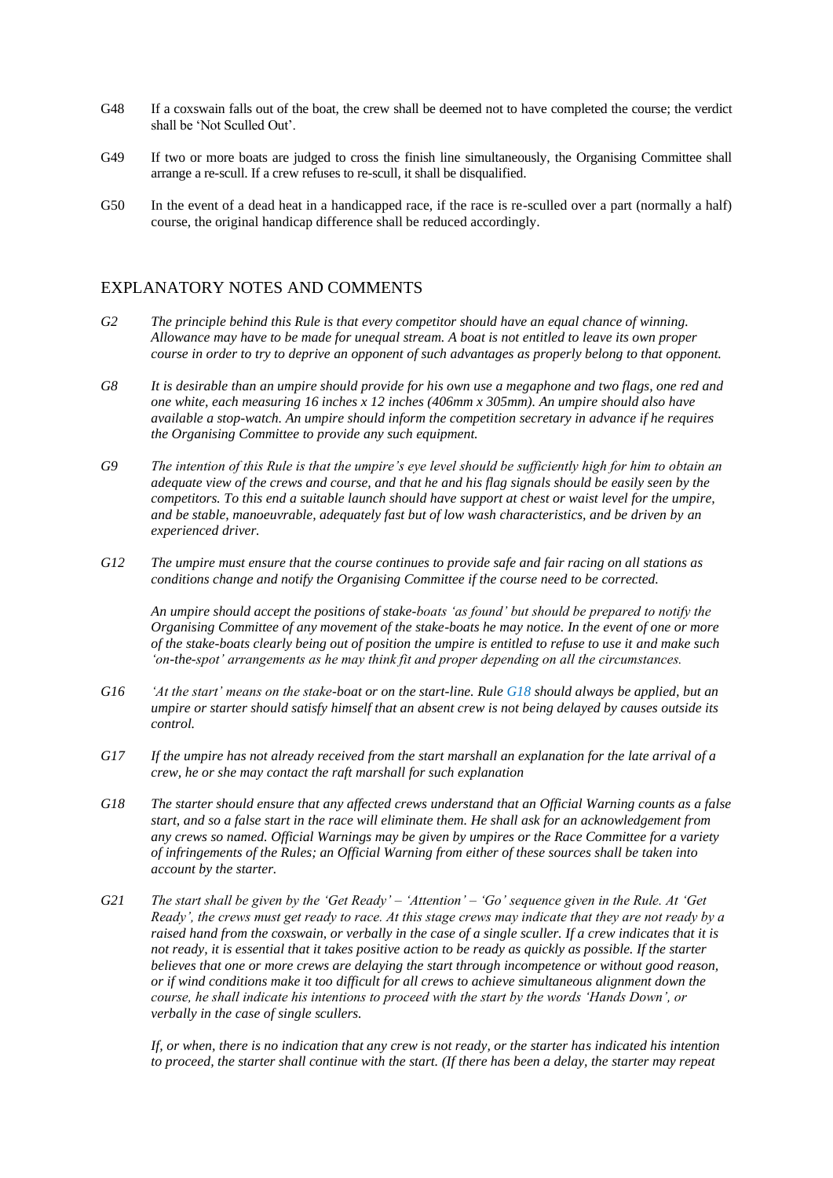G48 If a coxswain falls out of the boat, the crew shall be deemed not to have completed the course; the verdict shall be 'Not Sculled Out'.

G49 If two or more boats are judged to cross the finish line simultaneously, the Organising Committee shall arrange a re-scull. If a crew refuses to re-scull, it shall be disqualified.

G50 In the event of a dead heat in a handicapped race, if the race is re-sculled over a part (normally a half) course, the original handicap difference shall be reduced accordingly.

## EXPLANATORY NOTES AND COMMENTS

*G2* *The principle behind this Rule is that every competitor should have an equal chance of winning. Allowance may have to be made for unequal stream. A boat is not entitled to leave its own proper course in order to try to deprive an opponent of such advantages as properly belong to that opponent.*

*G8* *It is desirable than an umpire should provide for his own use a megaphone and two flags, one red and one white, each measuring 16 inches x 12 inches (406mm x 305mm). An umpire should also have available a stop-watch. An umpire should inform the competition secretary in advance if he requires the Organising Committee to provide any such equipment.*

*G9* *The intention of this Rule is that the umpire's eye level should be sufficiently high for him to obtain an adequate view of the crews and course, and that he and his flag signals should be easily seen by the competitors. To this end a suitable launch should have support at chest or waist level for the umpire, and be stable, manoeuvrable, adequately fast but of low wash characteristics, and be driven by an experienced driver.*

*G12* *The umpire must ensure that the course continues to provide safe and fair racing on all stations as conditions change and notify the Organising Committee if the course need to be corrected.*

*An umpire should accept the positions of stake-boats 'as found' but should be prepared to notify the Organising Committee of any movement of the stake-boats he may notice. In the event of one or more of the stake-boats clearly being out of position the umpire is entitled to refuse to use it and make such 'on-the-spot' arrangements as he may think fit and proper depending on all the circumstances.*

*G16* *'At the start' means on the stake-boat or on the start-line. Rule G18 should always be applied, but an umpire or starter should satisfy himself that an absent crew is not being delayed by causes outside its control.*

*G17* *If the umpire has not already received from the start marshall an explanation for the late arrival of a crew, he or she may contact the raft marshall for such explanation*

*G18* *The starter should ensure that any affected crews understand that an Official Warning counts as a false start, and so a false start in the race will eliminate them. He shall ask for an acknowledgement from any crews so named. Official Warnings may be given by umpires or the Race Committee for a variety of infringements of the Rules; an Official Warning from either of these sources shall be taken into account by the starter.*

*G21* *The start shall be given by the 'Get Ready' – 'Attention' – 'Go' sequence given in the Rule. At 'Get Ready', the crews must get ready to race. At this stage crews may indicate that they are not ready by a raised hand from the coxswain, or verbally in the case of a single sculler. If a crew indicates that it is not ready, it is essential that it takes positive action to be ready as quickly as possible. If the starter believes that one or more crews are delaying the start through incompetence or without good reason, or if wind conditions make it too difficult for all crews to achieve simultaneous alignment down the course, he shall indicate his intentions to proceed with the start by the words 'Hands Down', or verbally in the case of single scullers.*

*If, or when, there is no indication that any crew is not ready, or the starter has indicated his intention to proceed, the starter shall continue with the start. (If there has been a delay, the starter may repeat*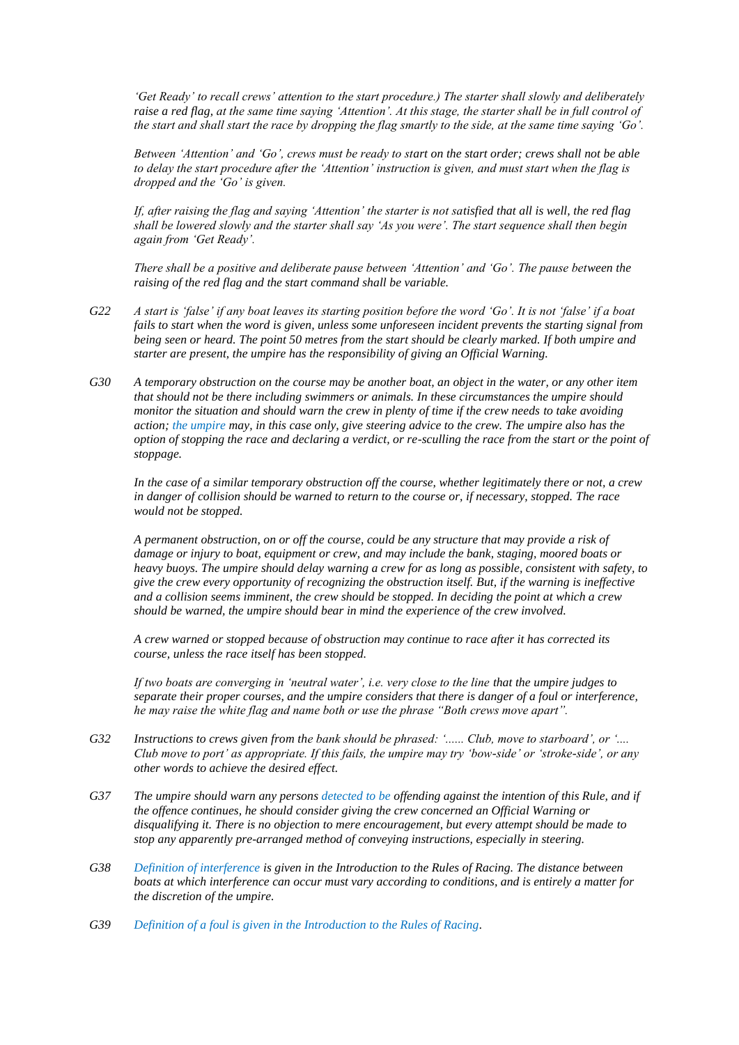*'Get Ready' to recall crews' attention to the start procedure.) The starter shall slowly and deliberately raise a red flag, at the same time saying 'Attention'. At this stage, the starter shall be in full control of the start and shall start the race by dropping the flag smartly to the side, at the same time saying 'Go'.*

*Between 'Attention' and 'Go', crews must be ready to start on the start order; crews shall not be able to delay the start procedure after the 'Attention' instruction is given, and must start when the flag is dropped and the 'Go' is given.*

*If, after raising the flag and saying 'Attention' the starter is not satisfied that all is well, the red flag shall be lowered slowly and the starter shall say 'As you were'. The start sequence shall then begin again from 'Get Ready'.*

*There shall be a positive and deliberate pause between 'Attention' and 'Go'. The pause between the raising of the red flag and the start command shall be variable.*

*G22* *A start is 'false' if any boat leaves its starting position before the word 'Go'. It is not 'false' if a boat fails to start when the word is given, unless some unforeseen incident prevents the starting signal from being seen or heard. The point 50 metres from the start should be clearly marked. If both umpire and starter are present, the umpire has the responsibility of giving an Official Warning.*

*G30* *A temporary obstruction on the course may be another boat, an object in the water, or any other item that should not be there including swimmers or animals. In these circumstances the umpire should monitor the situation and should warn the crew in plenty of time if the crew needs to take avoiding action; the umpire may, in this case only, give steering advice to the crew. The umpire also has the option of stopping the race and declaring a verdict, or re-sculling the race from the start or the point of stoppage.*

*In the case of a similar temporary obstruction off the course, whether legitimately there or not, a crew in danger of collision should be warned to return to the course or, if necessary, stopped. The race would not be stopped.*

*A permanent obstruction, on or off the course, could be any structure that may provide a risk of damage or injury to boat, equipment or crew, and may include the bank, staging, moored boats or heavy buoys. The umpire should delay warning a crew for as long as possible, consistent with safety, to give the crew every opportunity of recognizing the obstruction itself. But, if the warning is ineffective and a collision seems imminent, the crew should be stopped. In deciding the point at which a crew should be warned, the umpire should bear in mind the experience of the crew involved.*

*A crew warned or stopped because of obstruction may continue to race after it has corrected its course, unless the race itself has been stopped.*

*If two boats are converging in 'neutral water', i.e. very close to the line that the umpire judges to separate their proper courses, and the umpire considers that there is danger of a foul or interference, he may raise the white flag and name both or use the phrase "Both crews move apart".*

*G32* *Instructions to crews given from the bank should be phrased: '...... Club, move to starboard', or '.... Club move to port' as appropriate. If this fails, the umpire may try 'bow-side' or 'stroke-side', or any other words to achieve the desired effect.*

*G37* *The umpire should warn any persons detected to be offending against the intention of this Rule, and if the offence continues, he should consider giving the crew concerned an Official Warning or disqualifying it. There is no objection to mere encouragement, but every attempt should be made to stop any apparently pre-arranged method of conveying instructions, especially in steering.*

*G38* *Definition of interference is given in the Introduction to the Rules of Racing. The distance between boats at which interference can occur must vary according to conditions, and is entirely a matter for the discretion of the umpire.*

*G39* *Definition of a foul is given in the Introduction to the Rules of Racing.*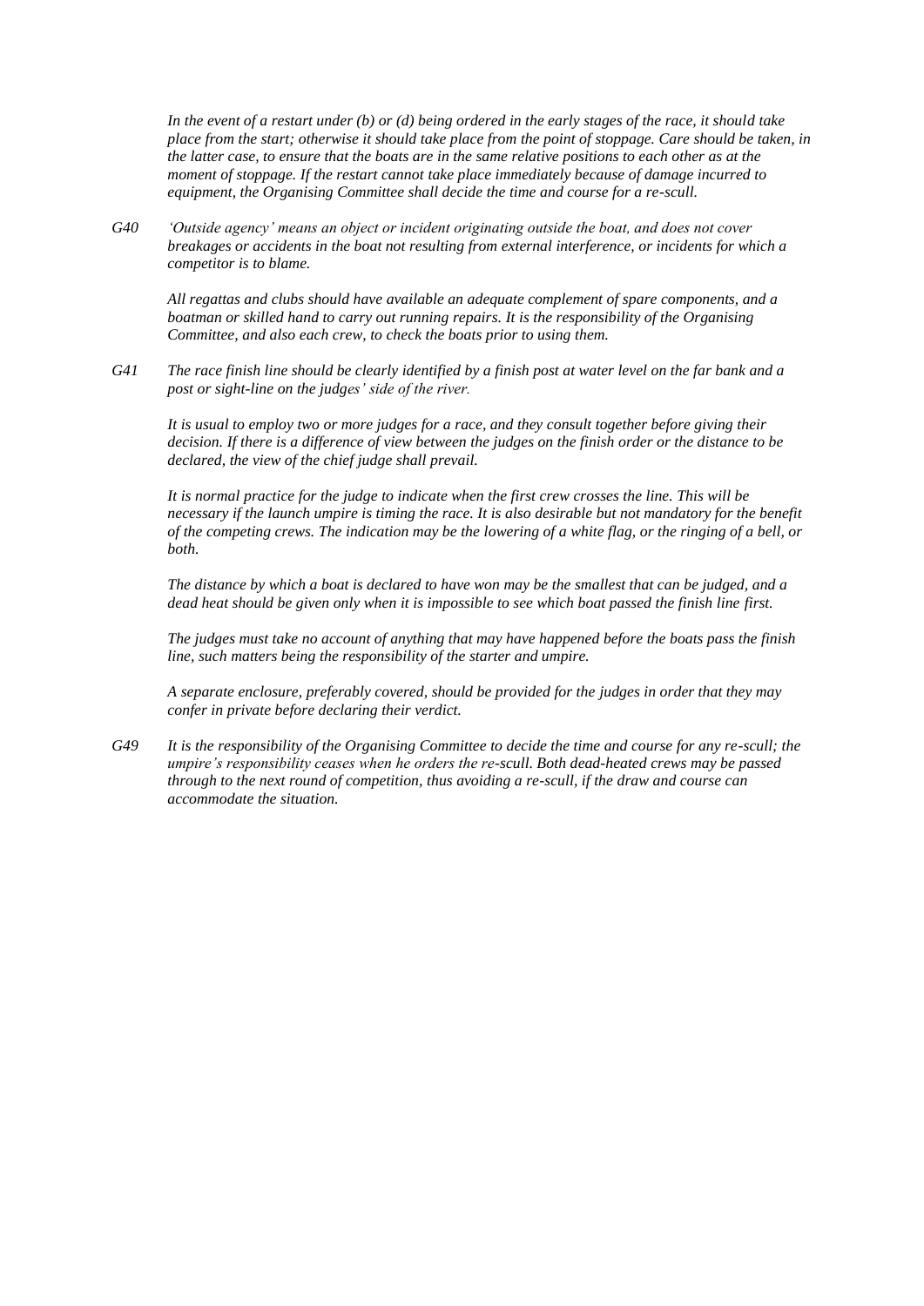*In the event of a restart under (b) or (d) being ordered in the early stages of the race, it should take place from the start; otherwise it should take place from the point of stoppage. Care should be taken, in the latter case, to ensure that the boats are in the same relative positions to each other as at the moment of stoppage. If the restart cannot take place immediately because of damage incurred to equipment, the Organising Committee shall decide the time and course for a re-scull.*

G40 *'Outside agency' means an object or incident originating outside the boat, and does not cover breakages or accidents in the boat not resulting from external interference, or incidents for which a competitor is to blame.*

*All regattas and clubs should have available an adequate complement of spare components, and a boatman or skilled hand to carry out running repairs. It is the responsibility of the Organising Committee, and also each crew, to check the boats prior to using them.*

G41 *The race finish line should be clearly identified by a finish post at water level on the far bank and a post or sight-line on the judges' side of the river.*

*It is usual to employ two or more judges for a race, and they consult together before giving their decision. If there is a difference of view between the judges on the finish order or the distance to be declared, the view of the chief judge shall prevail.*

*It is normal practice for the judge to indicate when the first crew crosses the line. This will be necessary if the launch umpire is timing the race. It is also desirable but not mandatory for the benefit of the competing crews. The indication may be the lowering of a white flag, or the ringing of a bell, or both.*

*The distance by which a boat is declared to have won may be the smallest that can be judged, and a dead heat should be given only when it is impossible to see which boat passed the finish line first.*

*The judges must take no account of anything that may have happened before the boats pass the finish line, such matters being the responsibility of the starter and umpire.*

*A separate enclosure, preferably covered, should be provided for the judges in order that they may confer in private before declaring their verdict.*

G49 *It is the responsibility of the Organising Committee to decide the time and course for any re-scull; the umpire's responsibility ceases when he orders the re-scull. Both dead-heated crews may be passed through to the next round of competition, thus avoiding a re-scull, if the draw and course can accommodate the situation.*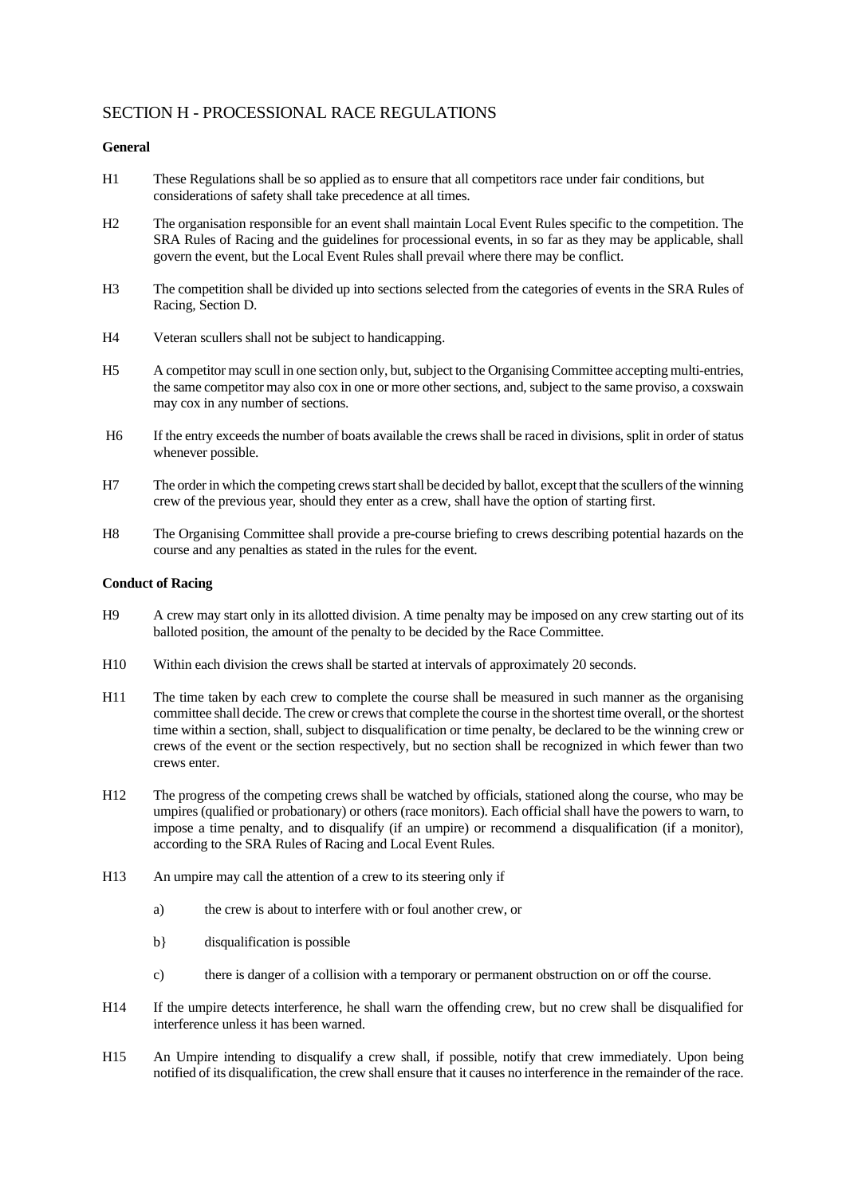## SECTION H - PROCESSIONAL RACE REGULATIONS

**General**

H1 These Regulations shall be so applied as to ensure that all competitors race under fair conditions, but considerations of safety shall take precedence at all times.

H2 The organisation responsible for an event shall maintain Local Event Rules specific to the competition. The SRA Rules of Racing and the guidelines for processional events, in so far as they may be applicable, shall govern the event, but the Local Event Rules shall prevail where there may be conflict.

H3 The competition shall be divided up into sections selected from the categories of events in the SRA Rules of Racing, Section D.

H4 Veteran scullers shall not be subject to handicapping.

H5 A competitor may scull in one section only, but, subject to the Organising Committee accepting multi-entries, the same competitor may also cox in one or more other sections, and, subject to the same proviso, a coxswain may cox in any number of sections.

H6 If the entry exceeds the number of boats available the crews shall be raced in divisions, split in order of status whenever possible.

H7 The order in which the competing crews start shall be decided by ballot, except that the scullers of the winning crew of the previous year, should they enter as a crew, shall have the option of starting first.

H8 The Organising Committee shall provide a pre-course briefing to crews describing potential hazards on the course and any penalties as stated in the rules for the event.

**Conduct of Racing**

H9 A crew may start only in its allotted division. A time penalty may be imposed on any crew starting out of its balloted position, the amount of the penalty to be decided by the Race Committee.

H10 Within each division the crews shall be started at intervals of approximately 20 seconds.

H11 The time taken by each crew to complete the course shall be measured in such manner as the organising committee shall decide. The crew or crews that complete the course in the shortest time overall, or the shortest time within a section, shall, subject to disqualification or time penalty, be declared to be the winning crew or crews of the event or the section respectively, but no section shall be recognized in which fewer than two crews enter.

H12 The progress of the competing crews shall be watched by officials, stationed along the course, who may be umpires (qualified or probationary) or others (race monitors). Each official shall have the powers to warn, to impose a time penalty, and to disqualify (if an umpire) or recommend a disqualification (if a monitor), according to the SRA Rules of Racing and Local Event Rules.

H13 An umpire may call the attention of a crew to its steering only if

a) the crew is about to interfere with or foul another crew, or

b} disqualification is possible

c) there is danger of a collision with a temporary or permanent obstruction on or off the course.

H14 If the umpire detects interference, he shall warn the offending crew, but no crew shall be disqualified for interference unless it has been warned.

H15 An Umpire intending to disqualify a crew shall, if possible, notify that crew immediately. Upon being notified of its disqualification, the crew shall ensure that it causes no interference in the remainder of the race.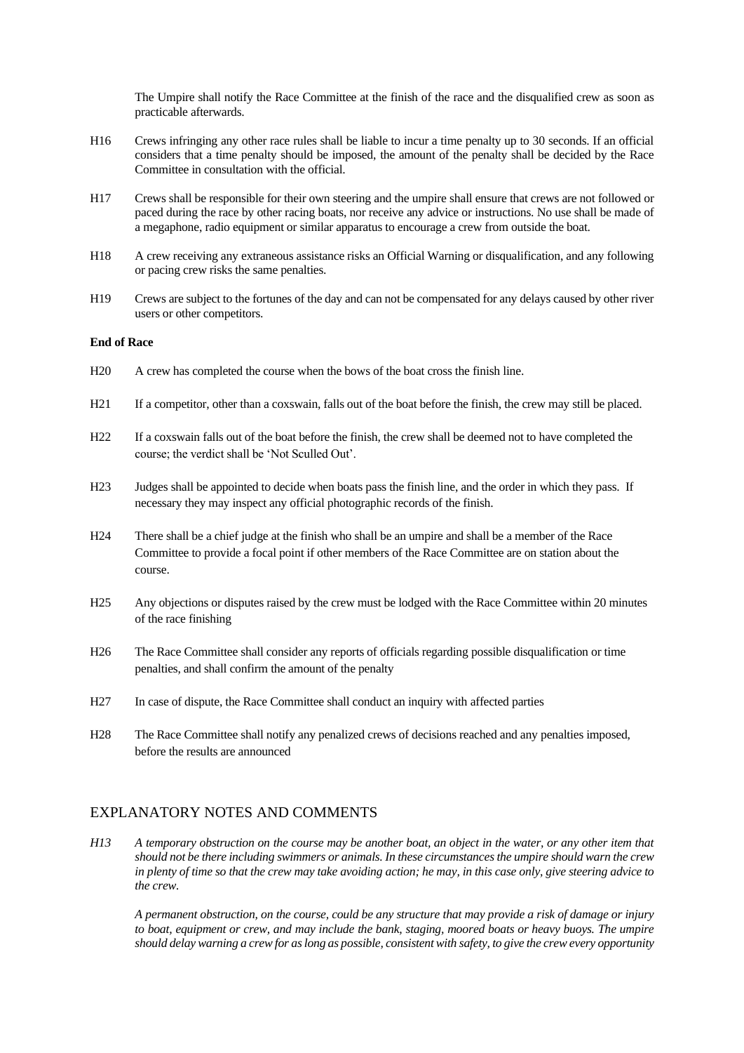The Umpire shall notify the Race Committee at the finish of the race and the disqualified crew as soon as practicable afterwards.

H16 Crews infringing any other race rules shall be liable to incur a time penalty up to 30 seconds. If an official considers that a time penalty should be imposed, the amount of the penalty shall be decided by the Race Committee in consultation with the official.

H17 Crews shall be responsible for their own steering and the umpire shall ensure that crews are not followed or paced during the race by other racing boats, nor receive any advice or instructions. No use shall be made of a megaphone, radio equipment or similar apparatus to encourage a crew from outside the boat.

H18 A crew receiving any extraneous assistance risks an Official Warning or disqualification, and any following or pacing crew risks the same penalties.

H19 Crews are subject to the fortunes of the day and can not be compensated for any delays caused by other river users or other competitors.

**End of Race**

H20 A crew has completed the course when the bows of the boat cross the finish line.

H21 If a competitor, other than a coxswain, falls out of the boat before the finish, the crew may still be placed.

H22 If a coxswain falls out of the boat before the finish, the crew shall be deemed not to have completed the course; the verdict shall be 'Not Sculled Out'.

H23 Judges shall be appointed to decide when boats pass the finish line, and the order in which they pass. If necessary they may inspect any official photographic records of the finish.

H24 There shall be a chief judge at the finish who shall be an umpire and shall be a member of the Race Committee to provide a focal point if other members of the Race Committee are on station about the course.

H25 Any objections or disputes raised by the crew must be lodged with the Race Committee within 20 minutes of the race finishing

H26 The Race Committee shall consider any reports of officials regarding possible disqualification or time penalties, and shall confirm the amount of the penalty

H27 In case of dispute, the Race Committee shall conduct an inquiry with affected parties

H28 The Race Committee shall notify any penalized crews of decisions reached and any penalties imposed, before the results are announced

## EXPLANATORY NOTES AND COMMENTS

*H13 A temporary obstruction on the course may be another boat, an object in the water, or any other item that should not be there including swimmers or animals. In these circumstances the umpire should warn the crew in plenty of time so that the crew may take avoiding action; he may, in this case only, give steering advice to the crew.*

*A permanent obstruction, on the course, could be any structure that may provide a risk of damage or injury to boat, equipment or crew, and may include the bank, staging, moored boats or heavy buoys. The umpire should delay warning a crew for as long as possible, consistent with safety, to give the crew every opportunity*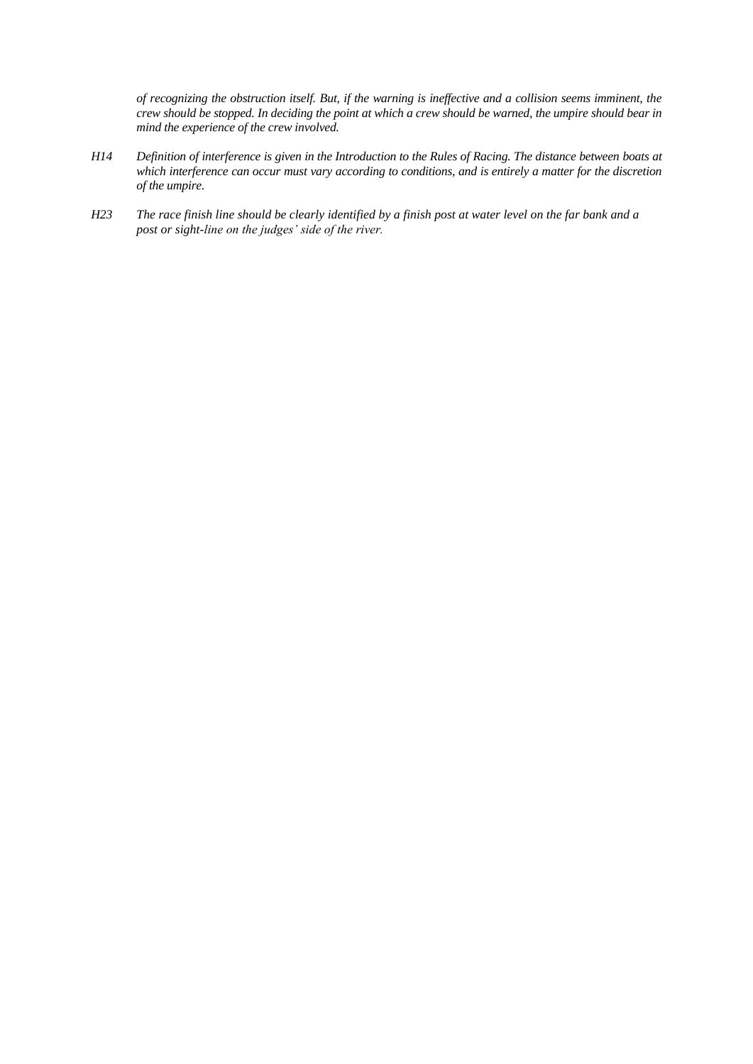*of recognizing the obstruction itself. But, if the warning is ineffective and a collision seems imminent, the crew should be stopped. In deciding the point at which a crew should be warned, the umpire should bear in mind the experience of the crew involved.*

*H14 Definition of interference is given in the Introduction to the Rules of Racing. The distance between boats at which interference can occur must vary according to conditions, and is entirely a matter for the discretion of the umpire.*

*H23 The race finish line should be clearly identified by a finish post at water level on the far bank and a post or sight-line on the judges' side of the river.*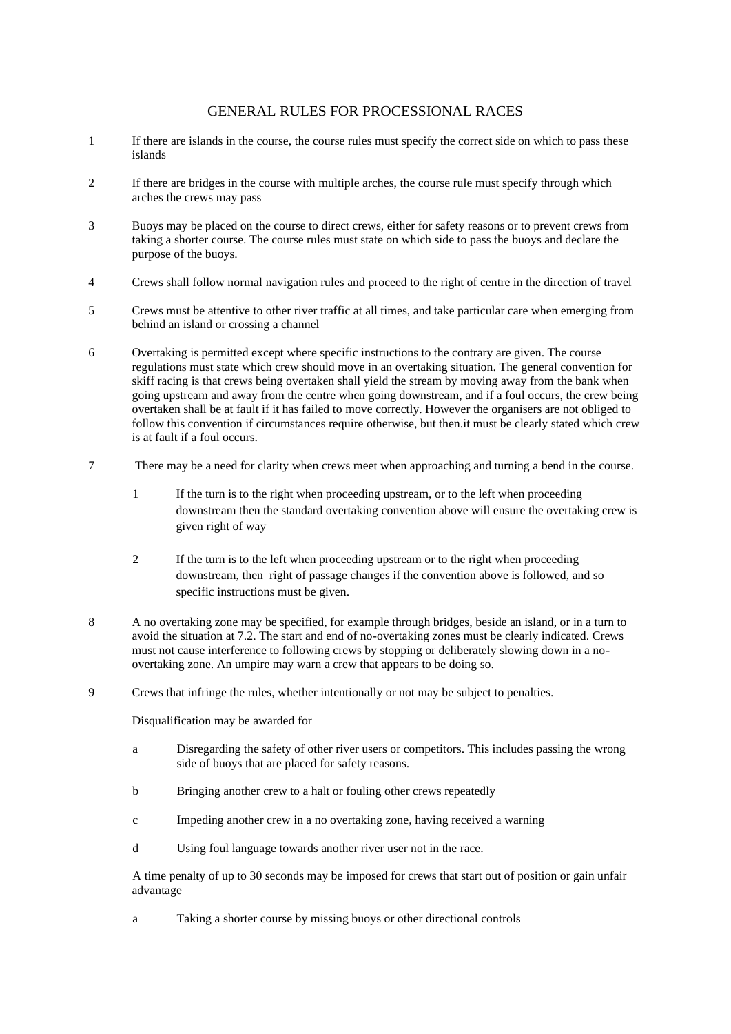# GENERAL RULES FOR PROCESSIONAL RACES

1. If there are islands in the course, the course rules must specify the correct side on which to pass these islands

2. If there are bridges in the course with multiple arches, the course rule must specify through which arches the crews may pass

3. Buoys may be placed on the course to direct crews, either for safety reasons or to prevent crews from taking a shorter course. The course rules must state on which side to pass the buoys and declare the purpose of the buoys.

4. Crews shall follow normal navigation rules and proceed to the right of centre in the direction of travel

5. Crews must be attentive to other river traffic at all times, and take particular care when emerging from behind an island or crossing a channel

6. Overtaking is permitted except where specific instructions to the contrary are given. The course regulations must state which crew should move in an overtaking situation. The general convention for skiff racing is that crews being overtaken shall yield the stream by moving away from the bank when going upstream and away from the centre when going downstream, and if a foul occurs, the crew being overtaken shall be at fault if it has failed to move correctly. However the organisers are not obliged to follow this convention if circumstances require otherwise, but then.it must be clearly stated which crew is at fault if a foul occurs.

7. There may be a need for clarity when crews meet when approaching and turning a bend in the course.

   1. If the turn is to the right when proceeding upstream, or to the left when proceeding downstream then the standard overtaking convention above will ensure the overtaking crew is given right of way

   2. If the turn is to the left when proceeding upstream or to the right when proceeding downstream, then right of passage changes if the convention above is followed, and so specific instructions must be given.

8. A no overtaking zone may be specified, for example through bridges, beside an island, or in a turn to avoid the situation at 7.2. The start and end of no-overtaking zones must be clearly indicated. Crews must not cause interference to following crews by stopping or deliberately slowing down in a no-overtaking zone. An umpire may warn a crew that appears to be doing so.

9. Crews that infringe the rules, whether intentionally or not may be subject to penalties.

   Disqualification may be awarded for

   a. Disregarding the safety of other river users or competitors. This includes passing the wrong side of buoys that are placed for safety reasons.

   b. Bringing another crew to a halt or fouling other crews repeatedly

   c. Impeding another crew in a no overtaking zone, having received a warning

   d. Using foul language towards another river user not in the race.

   A time penalty of up to 30 seconds may be imposed for crews that start out of position or gain unfair advantage

   a. Taking a shorter course by missing buoys or other directional controls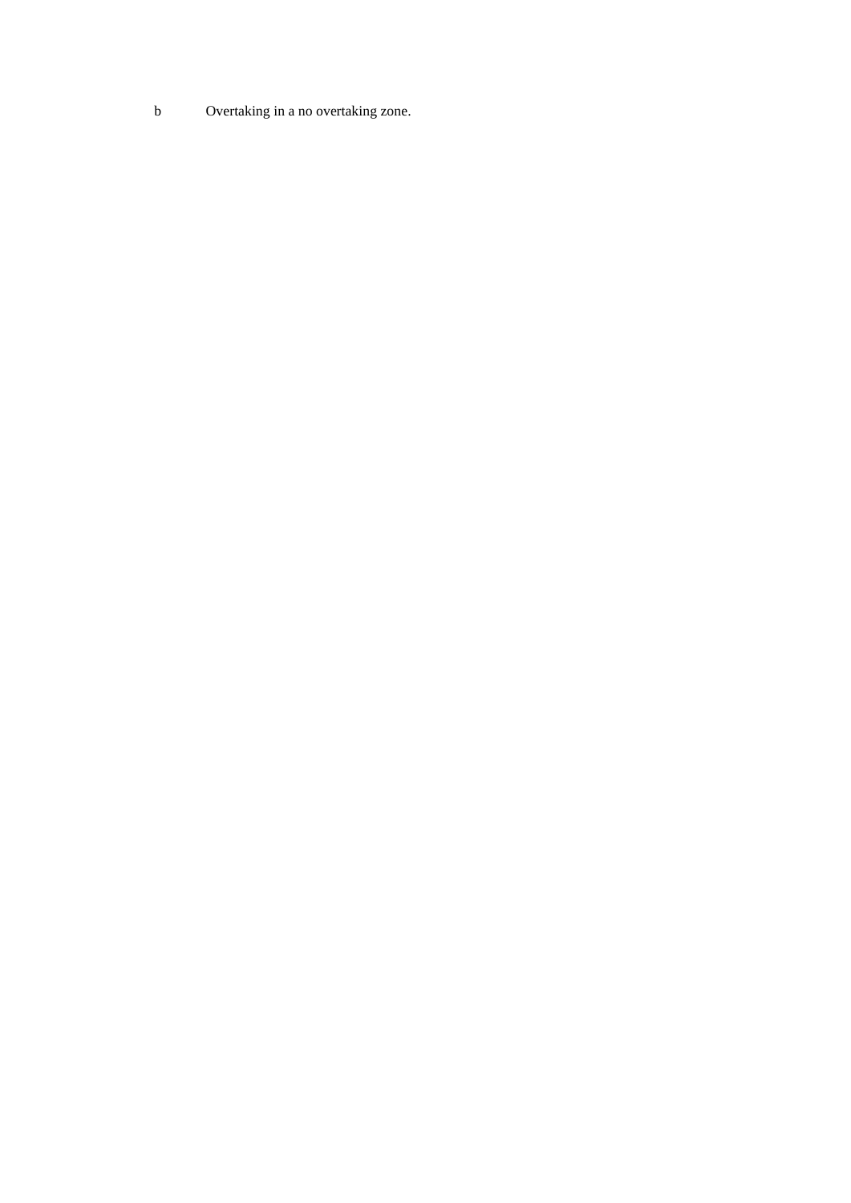b Overtaking in a no overtaking zone.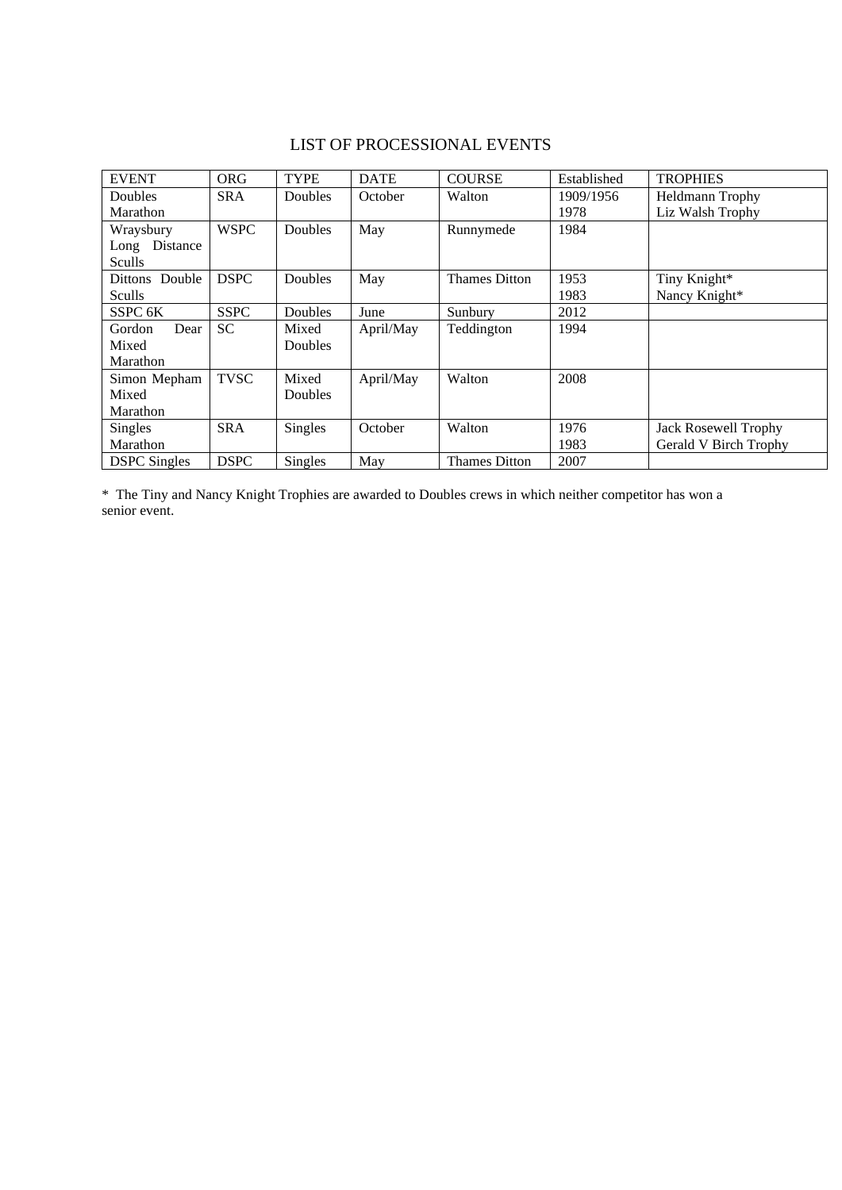# LIST OF PROCESSIONAL EVENTS

| EVENT | ORG | TYPE | DATE | COURSE | Established | TROPHIES |
|---|---|---|---|---|---|---|
| Doubles Marathon | SRA | Doubles | October | Walton | 1909/1956<br>1978 | Heldmann Trophy<br>Liz Walsh Trophy |
| Wraysbury Long Distance Sculls | WSPC | Doubles | May | Runnymede | 1984 | |
| Dittons Double Sculls | DSPC | Doubles | May | Thames Ditton | 1953<br>1983 | Tiny Knight*<br>Nancy Knight* |
| SSPC 6K | SSPC | Doubles | June | Sunbury | 2012 | |
| Gordon Dear Mixed Marathon | SC | Mixed Doubles | April/May | Teddington | 1994 | |
| Simon Mepham Mixed Marathon | TVSC | Mixed Doubles | April/May | Walton | 2008 | |
| Singles Marathon | SRA | Singles | October | Walton | 1976<br>1983 | Jack Rosewell Trophy<br>Gerald V Birch Trophy |
| DSPC Singles | DSPC | Singles | May | Thames Ditton | 2007 | |

* The Tiny and Nancy Knight Trophies are awarded to Doubles crews in which neither competitor has won a senior event.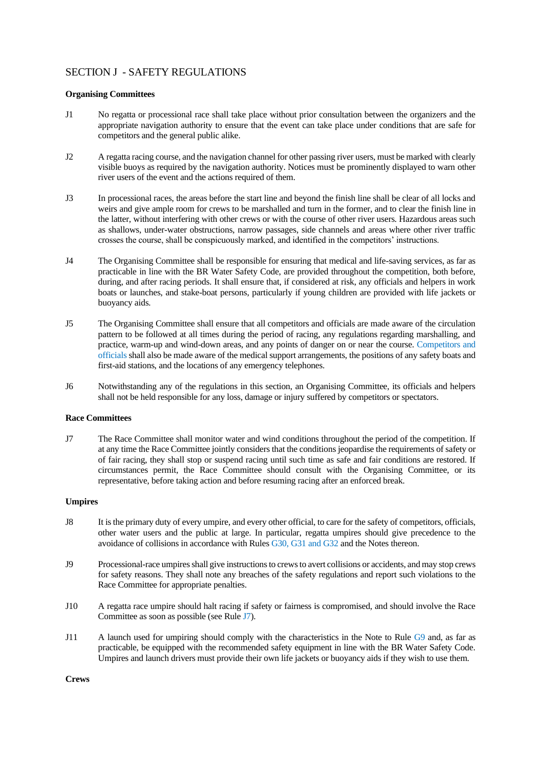## SECTION J - SAFETY REGULATIONS

### Organising Committees

J1 No regatta or processional race shall take place without prior consultation between the organizers and the appropriate navigation authority to ensure that the event can take place under conditions that are safe for competitors and the general public alike.

J2 A regatta racing course, and the navigation channel for other passing river users, must be marked with clearly visible buoys as required by the navigation authority. Notices must be prominently displayed to warn other river users of the event and the actions required of them.

J3 In processional races, the areas before the start line and beyond the finish line shall be clear of all locks and weirs and give ample room for crews to be marshalled and turn in the former, and to clear the finish line in the latter, without interfering with other crews or with the course of other river users. Hazardous areas such as shallows, under-water obstructions, narrow passages, side channels and areas where other river traffic crosses the course, shall be conspicuously marked, and identified in the competitors' instructions.

J4 The Organising Committee shall be responsible for ensuring that medical and life-saving services, as far as practicable in line with the BR Water Safety Code, are provided throughout the competition, both before, during, and after racing periods. It shall ensure that, if considered at risk, any officials and helpers in work boats or launches, and stake-boat persons, particularly if young children are provided with life jackets or buoyancy aids.

J5 The Organising Committee shall ensure that all competitors and officials are made aware of the circulation pattern to be followed at all times during the period of racing, any regulations regarding marshalling, and practice, warm-up and wind-down areas, and any points of danger on or near the course. Competitors and officials shall also be made aware of the medical support arrangements, the positions of any safety boats and first-aid stations, and the locations of any emergency telephones.

J6 Notwithstanding any of the regulations in this section, an Organising Committee, its officials and helpers shall not be held responsible for any loss, damage or injury suffered by competitors or spectators.

### Race Committees

J7 The Race Committee shall monitor water and wind conditions throughout the period of the competition. If at any time the Race Committee jointly considers that the conditions jeopardise the requirements of safety or of fair racing, they shall stop or suspend racing until such time as safe and fair conditions are restored. If circumstances permit, the Race Committee should consult with the Organising Committee, or its representative, before taking action and before resuming racing after an enforced break.

### Umpires

J8 It is the primary duty of every umpire, and every other official, to care for the safety of competitors, officials, other water users and the public at large. In particular, regatta umpires should give precedence to the avoidance of collisions in accordance with Rules G30, G31 and G32 and the Notes thereon.

J9 Processional-race umpires shall give instructions to crews to avert collisions or accidents, and may stop crews for safety reasons. They shall note any breaches of the safety regulations and report such violations to the Race Committee for appropriate penalties.

J10 A regatta race umpire should halt racing if safety or fairness is compromised, and should involve the Race Committee as soon as possible (see Rule J7).

J11 A launch used for umpiring should comply with the characteristics in the Note to Rule G9 and, as far as practicable, be equipped with the recommended safety equipment in line with the BR Water Safety Code. Umpires and launch drivers must provide their own life jackets or buoyancy aids if they wish to use them.

### Crews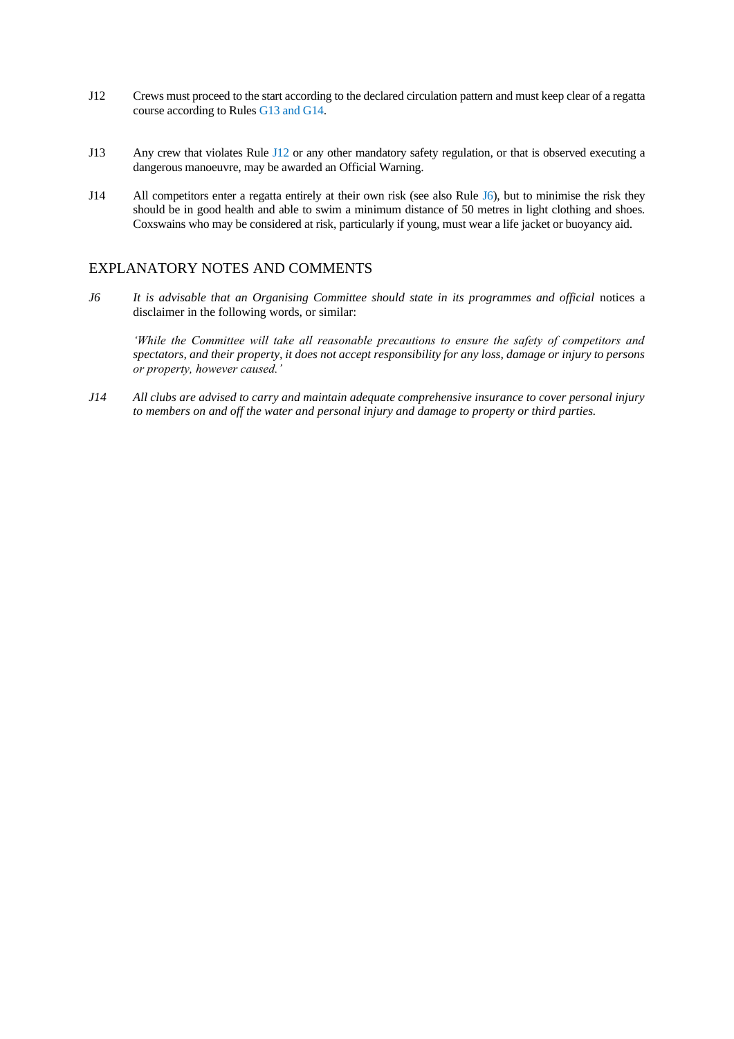J12 Crews must proceed to the start according to the declared circulation pattern and must keep clear of a regatta course according to Rules G13 and G14.

J13 Any crew that violates Rule J12 or any other mandatory safety regulation, or that is observed executing a dangerous manoeuvre, may be awarded an Official Warning.

J14 All competitors enter a regatta entirely at their own risk (see also Rule J6), but to minimise the risk they should be in good health and able to swim a minimum distance of 50 metres in light clothing and shoes. Coxswains who may be considered at risk, particularly if young, must wear a life jacket or buoyancy aid.

## EXPLANATORY NOTES AND COMMENTS

*J6* *It is advisable that an Organising Committee should state in its programmes and official* notices a disclaimer in the following words, or similar:

*'While the Committee will take all reasonable precautions to ensure the safety of competitors and spectators, and their property, it does not accept responsibility for any loss, damage or injury to persons or property, however caused.'*

*J14* *All clubs are advised to carry and maintain adequate comprehensive insurance to cover personal injury to members on and off the water and personal injury and damage to property or third parties.*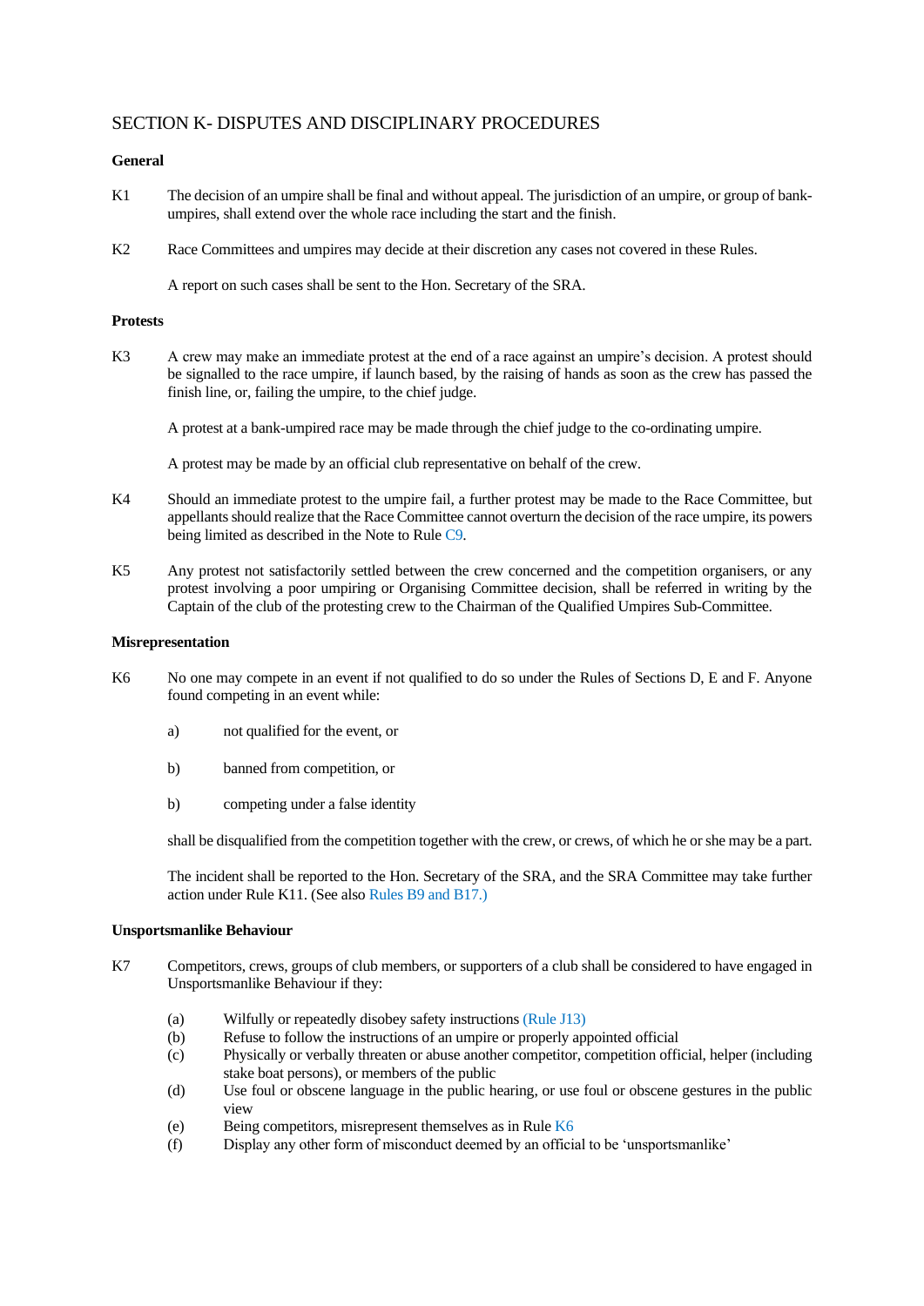# SECTION K- DISPUTES AND DISCIPLINARY PROCEDURES

**General**

K1 The decision of an umpire shall be final and without appeal. The jurisdiction of an umpire, or group of bank-umpires, shall extend over the whole race including the start and the finish.

K2 Race Committees and umpires may decide at their discretion any cases not covered in these Rules.

A report on such cases shall be sent to the Hon. Secretary of the SRA.

**Protests**

K3 A crew may make an immediate protest at the end of a race against an umpire's decision. A protest should be signalled to the race umpire, if launch based, by the raising of hands as soon as the crew has passed the finish line, or, failing the umpire, to the chief judge.

A protest at a bank-umpired race may be made through the chief judge to the co-ordinating umpire.

A protest may be made by an official club representative on behalf of the crew.

K4 Should an immediate protest to the umpire fail, a further protest may be made to the Race Committee, but appellants should realize that the Race Committee cannot overturn the decision of the race umpire, its powers being limited as described in the Note to Rule C9.

K5 Any protest not satisfactorily settled between the crew concerned and the competition organisers, or any protest involving a poor umpiring or Organising Committee decision, shall be referred in writing by the Captain of the club of the protesting crew to the Chairman of the Qualified Umpires Sub-Committee.

**Misrepresentation**

K6 No one may compete in an event if not qualified to do so under the Rules of Sections D, E and F. Anyone found competing in an event while:

a) not qualified for the event, or

b) banned from competition, or

b) competing under a false identity

shall be disqualified from the competition together with the crew, or crews, of which he or she may be a part.

The incident shall be reported to the Hon. Secretary of the SRA, and the SRA Committee may take further action under Rule K11. (See also Rules B9 and B17.)

**Unsportsmanlike Behaviour**

K7 Competitors, crews, groups of club members, or supporters of a club shall be considered to have engaged in Unsportsmanlike Behaviour if they:

(a) Wilfully or repeatedly disobey safety instructions (Rule J13)
(b) Refuse to follow the instructions of an umpire or properly appointed official
(c) Physically or verbally threaten or abuse another competitor, competition official, helper (including stake boat persons), or members of the public
(d) Use foul or obscene language in the public hearing, or use foul or obscene gestures in the public view
(e) Being competitors, misrepresent themselves as in Rule K6
(f) Display any other form of misconduct deemed by an official to be 'unsportsmanlike'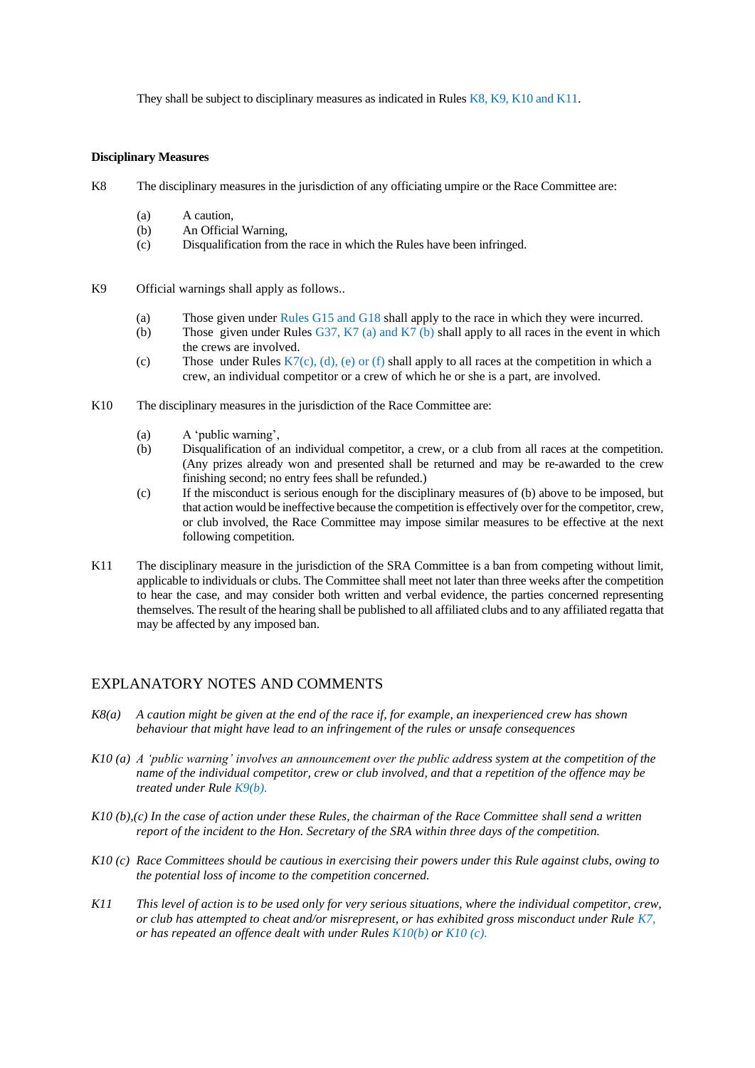They shall be subject to disciplinary measures as indicated in Rules K8, K9, K10 and K11.

**Disciplinary Measures**

K8 The disciplinary measures in the jurisdiction of any officiating umpire or the Race Committee are:

- (a) A caution,
- (b) An Official Warning,
- (c) Disqualification from the race in which the Rules have been infringed.

K9 Official warnings shall apply as follows..

- (a) Those given under Rules G15 and G18 shall apply to the race in which they were incurred.
- (b) Those given under Rules G37, K7 (a) and K7 (b) shall apply to all races in the event in which the crews are involved.
- (c) Those under Rules K7(c), (d), (e) or (f) shall apply to all races at the competition in which a crew, an individual competitor or a crew of which he or she is a part, are involved.

K10 The disciplinary measures in the jurisdiction of the Race Committee are:

- (a) A 'public warning',
- (b) Disqualification of an individual competitor, a crew, or a club from all races at the competition. (Any prizes already won and presented shall be returned and may be re-awarded to the crew finishing second; no entry fees shall be refunded.)
- (c) If the misconduct is serious enough for the disciplinary measures of (b) above to be imposed, but that action would be ineffective because the competition is effectively over for the competitor, crew, or club involved, the Race Committee may impose similar measures to be effective at the next following competition.

K11 The disciplinary measure in the jurisdiction of the SRA Committee is a ban from competing without limit, applicable to individuals or clubs. The Committee shall meet not later than three weeks after the competition to hear the case, and may consider both written and verbal evidence, the parties concerned representing themselves. The result of the hearing shall be published to all affiliated clubs and to any affiliated regatta that may be affected by any imposed ban.

## EXPLANATORY NOTES AND COMMENTS

*K8(a) A caution might be given at the end of the race if, for example, an inexperienced crew has shown behaviour that might have lead to an infringement of the rules or unsafe consequences*

*K10 (a) A 'public warning' involves an announcement over the public address system at the competition of the name of the individual competitor, crew or club involved, and that a repetition of the offence may be treated under Rule K9(b).*

*K10 (b),(c) In the case of action under these Rules, the chairman of the Race Committee shall send a written report of the incident to the Hon. Secretary of the SRA within three days of the competition.*

*K10 (c) Race Committees should be cautious in exercising their powers under this Rule against clubs, owing to the potential loss of income to the competition concerned.*

*K11 This level of action is to be used only for very serious situations, where the individual competitor, crew, or club has attempted to cheat and/or misrepresent, or has exhibited gross misconduct under Rule K7, or has repeated an offence dealt with under Rules K10(b) or K10 (c).*